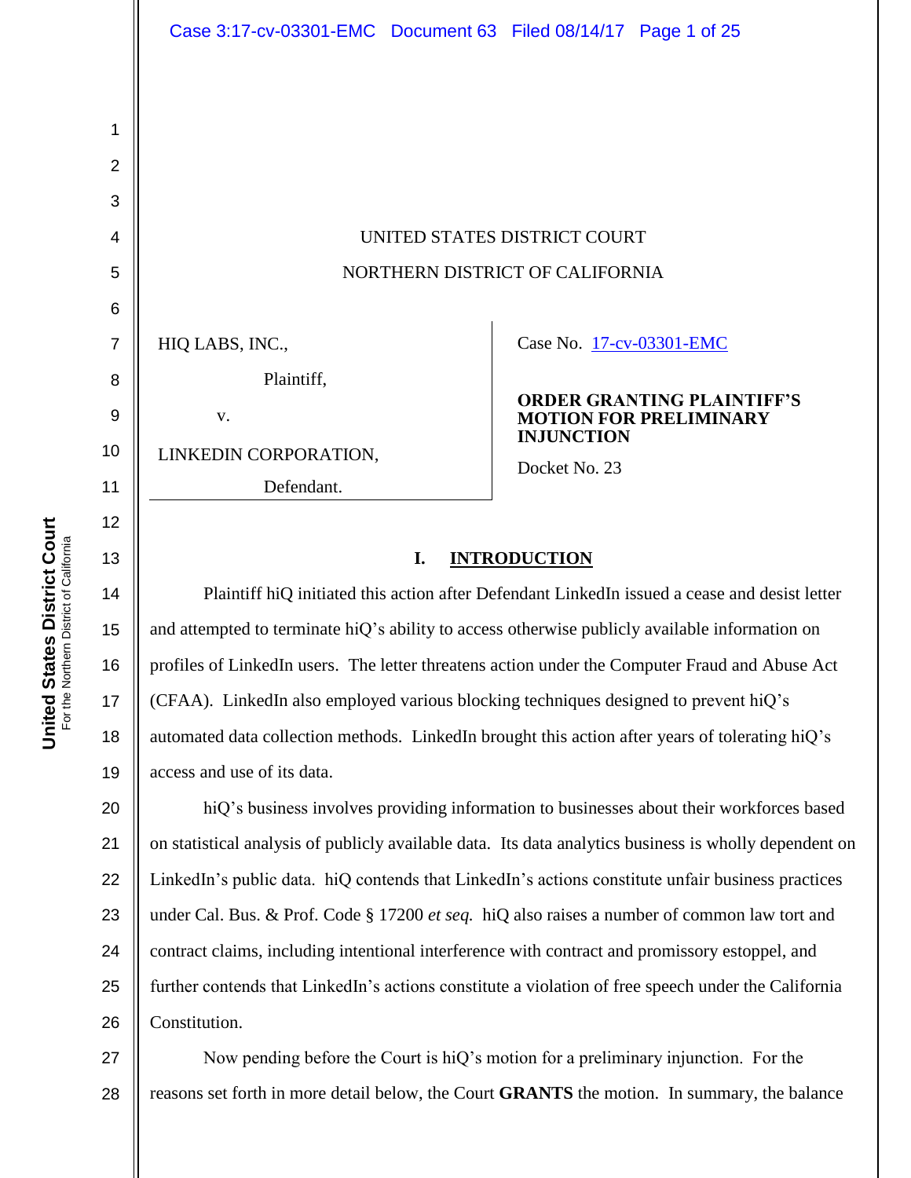UNITED STATES DISTRICT COURT

NORTHERN DISTRICT OF CALIFORNIA

HIQ LABS, INC.,

Plaintiff,

v.

LINKEDIN CORPORATION,

Defendant.

Case No. 17-cv-03301-EMC

**ORDER GRANTING PLAINTIFF'S MOTION FOR PRELIMINARY INJUNCTION**

Docket No. 23

## I. INTRODUCTION

Plaintiff hiQ initiated this action after Defendant LinkedIn issued a cease and desist letter and attempted to terminate hiQ's ability to access otherwise publicly available information on profiles of LinkedIn users. The letter threatens action under the Computer Fraud and Abuse Act (CFAA). LinkedIn also employed various blocking techniques designed to prevent hiQ's automated data collection methods. LinkedIn brought this action after years of tolerating hiQ's access and use of its data.

hiQ's business involves providing information to businesses about their workforces based on statistical analysis of publicly available data. Its data analytics business is wholly dependent on LinkedIn's public data. hiQ contends that LinkedIn's actions constitute unfair business practices under Cal. Bus. & Prof. Code § 17200 *et seq.* hiQ also raises a number of common law tort and contract claims, including intentional interference with contract and promissory estoppel, and further contends that LinkedIn's actions constitute a violation of free speech under the California Constitution.

Now pending before the Court is hiQ's motion for a preliminary injunction. For the reasons set forth in more detail below, the Court **GRANTS** the motion. In summary, the balance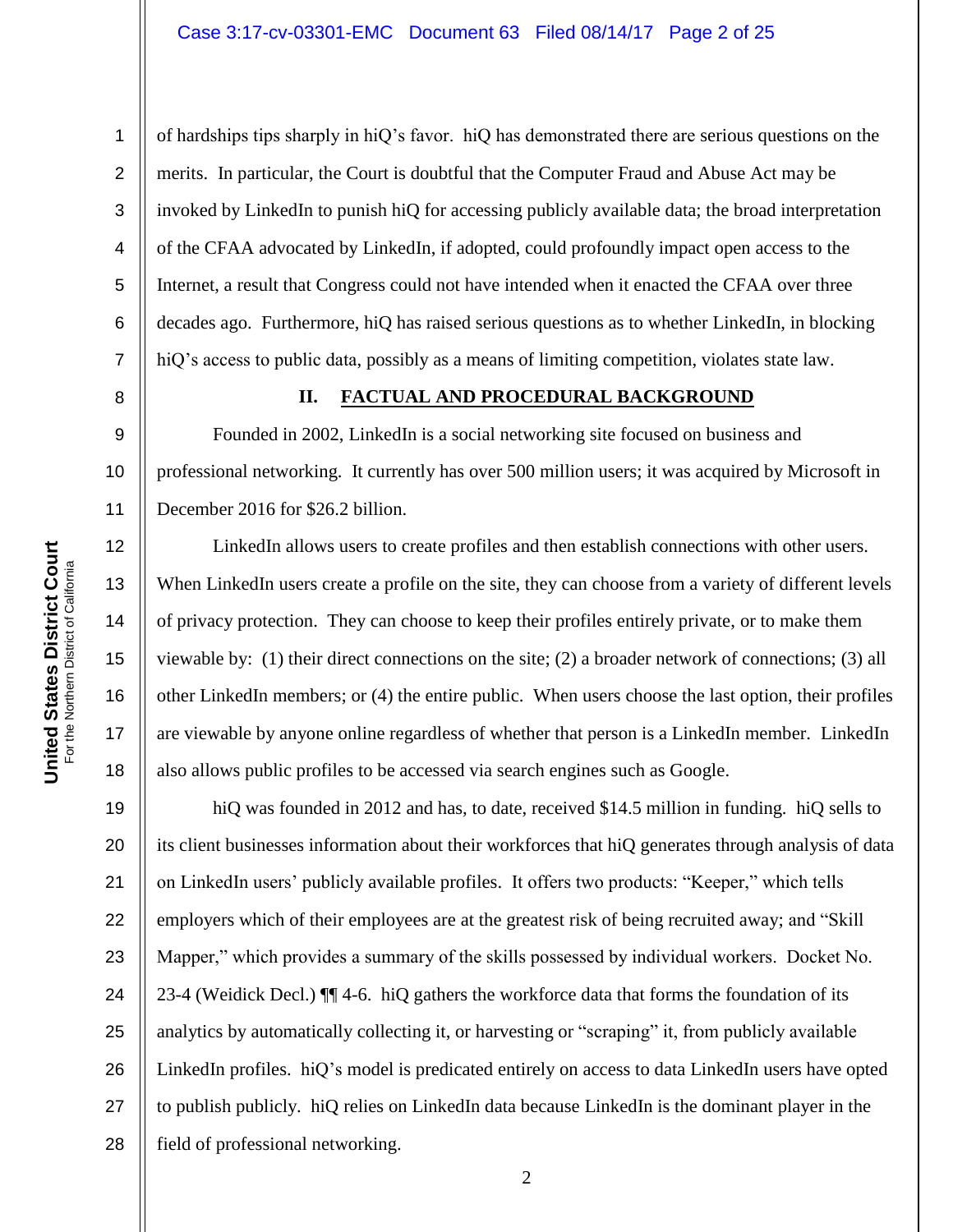of hardships tips sharply in hiQ's favor. hiQ has demonstrated there are serious questions on the merits. In particular, the Court is doubtful that the Computer Fraud and Abuse Act may be invoked by LinkedIn to punish hiQ for accessing publicly available data; the broad interpretation of the CFAA advocated by LinkedIn, if adopted, could profoundly impact open access to the Internet, a result that Congress could not have intended when it enacted the CFAA over three decades ago. Furthermore, hiQ has raised serious questions as to whether LinkedIn, in blocking hiQ's access to public data, possibly as a means of limiting competition, violates state law.

## II. FACTUAL AND PROCEDURAL BACKGROUND

Founded in 2002, LinkedIn is a social networking site focused on business and professional networking. It currently has over 500 million users; it was acquired by Microsoft in December 2016 for $26.2 billion.

LinkedIn allows users to create profiles and then establish connections with other users. When LinkedIn users create a profile on the site, they can choose from a variety of different levels of privacy protection. They can choose to keep their profiles entirely private, or to make them viewable by: (1) their direct connections on the site; (2) a broader network of connections; (3) all other LinkedIn members; or (4) the entire public. When users choose the last option, their profiles are viewable by anyone online regardless of whether that person is a LinkedIn member. LinkedIn also allows public profiles to be accessed via search engines such as Google.

hiQ was founded in 2012 and has, to date, received $14.5 million in funding. hiQ sells to its client businesses information about their workforces that hiQ generates through analysis of data on LinkedIn users' publicly available profiles. It offers two products: "Keeper," which tells employers which of their employees are at the greatest risk of being recruited away; and "Skill Mapper," which provides a summary of the skills possessed by individual workers. Docket No. 23-4 (Weidick Decl.) ¶¶ 4-6. hiQ gathers the workforce data that forms the foundation of its analytics by automatically collecting it, or harvesting or "scraping" it, from publicly available LinkedIn profiles. hiQ's model is predicated entirely on access to data LinkedIn users have opted to publish publicly. hiQ relies on LinkedIn data because LinkedIn is the dominant player in the field of professional networking.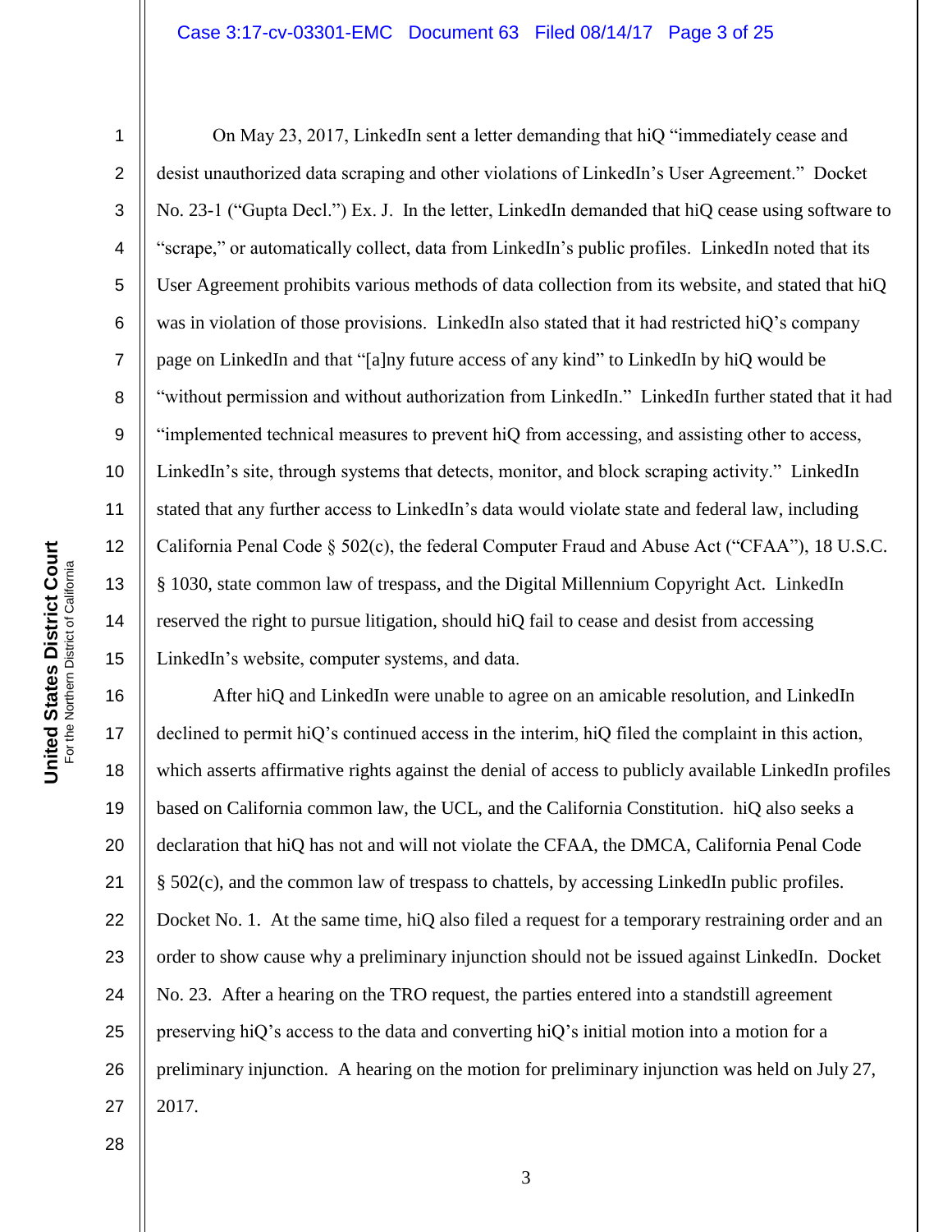On May 23, 2017, LinkedIn sent a letter demanding that hiQ "immediately cease and desist unauthorized data scraping and other violations of LinkedIn's User Agreement." Docket No. 23-1 ("Gupta Decl.") Ex. J. In the letter, LinkedIn demanded that hiQ cease using software to "scrape," or automatically collect, data from LinkedIn's public profiles. LinkedIn noted that its User Agreement prohibits various methods of data collection from its website, and stated that hiQ was in violation of those provisions. LinkedIn also stated that it had restricted hiQ's company page on LinkedIn and that "[a]ny future access of any kind" to LinkedIn by hiQ would be "without permission and without authorization from LinkedIn." LinkedIn further stated that it had "implemented technical measures to prevent hiQ from accessing, and assisting other to access, LinkedIn's site, through systems that detects, monitor, and block scraping activity." LinkedIn stated that any further access to LinkedIn's data would violate state and federal law, including California Penal Code § 502(c), the federal Computer Fraud and Abuse Act ("CFAA"), 18 U.S.C. § 1030, state common law of trespass, and the Digital Millennium Copyright Act. LinkedIn reserved the right to pursue litigation, should hiQ fail to cease and desist from accessing LinkedIn's website, computer systems, and data.

After hiQ and LinkedIn were unable to agree on an amicable resolution, and LinkedIn declined to permit hiQ's continued access in the interim, hiQ filed the complaint in this action, which asserts affirmative rights against the denial of access to publicly available LinkedIn profiles based on California common law, the UCL, and the California Constitution. hiQ also seeks a declaration that hiQ has not and will not violate the CFAA, the DMCA, California Penal Code § 502(c), and the common law of trespass to chattels, by accessing LinkedIn public profiles. Docket No. 1. At the same time, hiQ also filed a request for a temporary restraining order and an order to show cause why a preliminary injunction should not be issued against LinkedIn. Docket No. 23. After a hearing on the TRO request, the parties entered into a standstill agreement preserving hiQ's access to the data and converting hiQ's initial motion into a motion for a preliminary injunction. A hearing on the motion for preliminary injunction was held on July 27, 2017.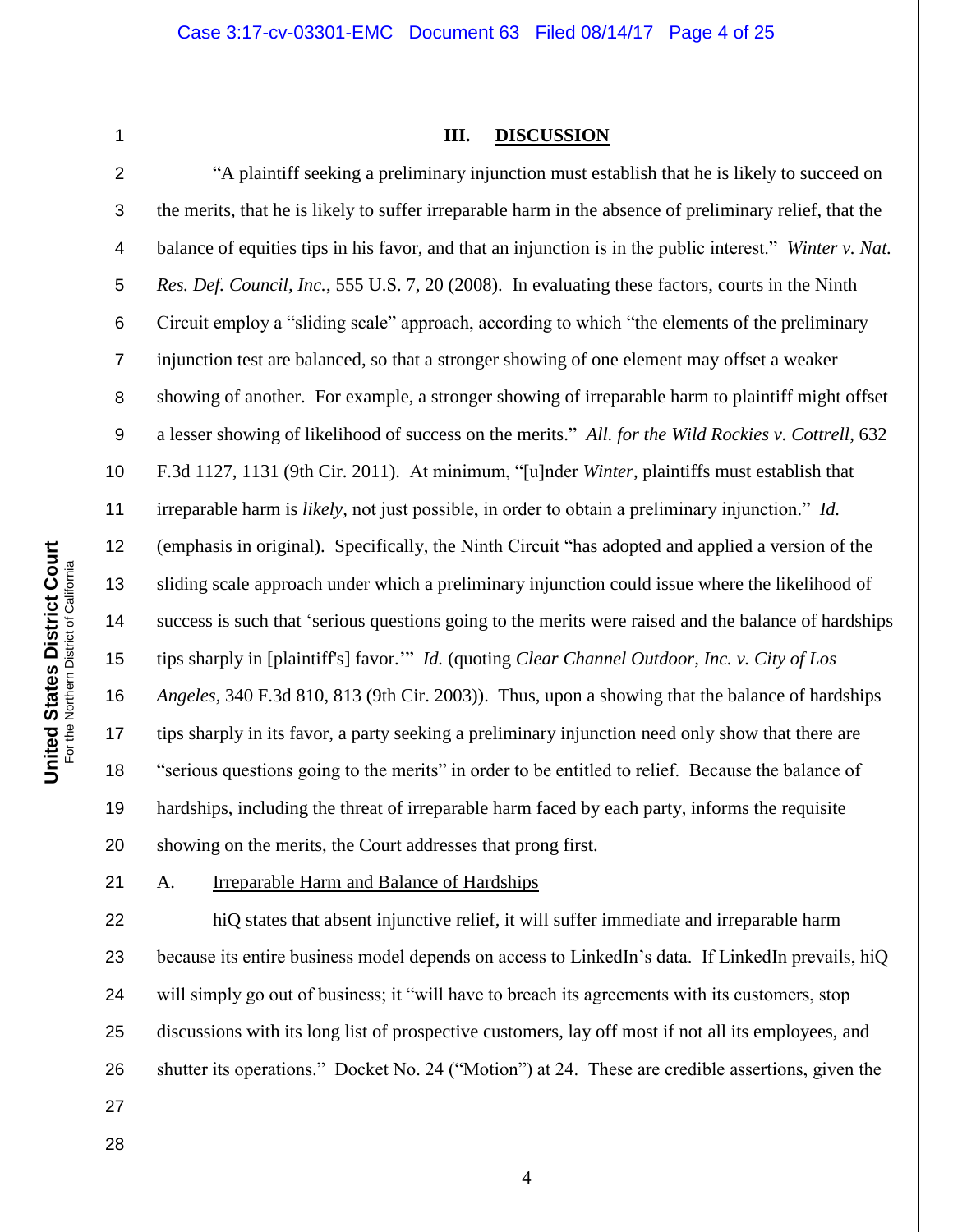## III. DISCUSSION

"A plaintiff seeking a preliminary injunction must establish that he is likely to succeed on the merits, that he is likely to suffer irreparable harm in the absence of preliminary relief, that the balance of equities tips in his favor, and that an injunction is in the public interest." *Winter v. Nat. Res. Def. Council, Inc.*, 555 U.S. 7, 20 (2008). In evaluating these factors, courts in the Ninth Circuit employ a "sliding scale" approach, according to which "the elements of the preliminary injunction test are balanced, so that a stronger showing of one element may offset a weaker showing of another. For example, a stronger showing of irreparable harm to plaintiff might offset a lesser showing of likelihood of success on the merits." *All. for the Wild Rockies v. Cottrell*, 632 F.3d 1127, 1131 (9th Cir. 2011). At minimum, "[u]nder *Winter*, plaintiffs must establish that irreparable harm is *likely*, not just possible, in order to obtain a preliminary injunction." *Id.* (emphasis in original). Specifically, the Ninth Circuit "has adopted and applied a version of the sliding scale approach under which a preliminary injunction could issue where the likelihood of success is such that 'serious questions going to the merits were raised and the balance of hardships tips sharply in [plaintiff's] favor.'" *Id.* (quoting *Clear Channel Outdoor, Inc. v. City of Los Angeles*, 340 F.3d 810, 813 (9th Cir. 2003)). Thus, upon a showing that the balance of hardships tips sharply in its favor, a party seeking a preliminary injunction need only show that there are "serious questions going to the merits" in order to be entitled to relief. Because the balance of hardships, including the threat of irreparable harm faced by each party, informs the requisite showing on the merits, the Court addresses that prong first.

### A. Irreparable Harm and Balance of Hardships

hiQ states that absent injunctive relief, it will suffer immediate and irreparable harm because its entire business model depends on access to LinkedIn's data. If LinkedIn prevails, hiQ will simply go out of business; it "will have to breach its agreements with its customers, stop discussions with its long list of prospective customers, lay off most if not all its employees, and shutter its operations." Docket No. 24 ("Motion") at 24. These are credible assertions, given the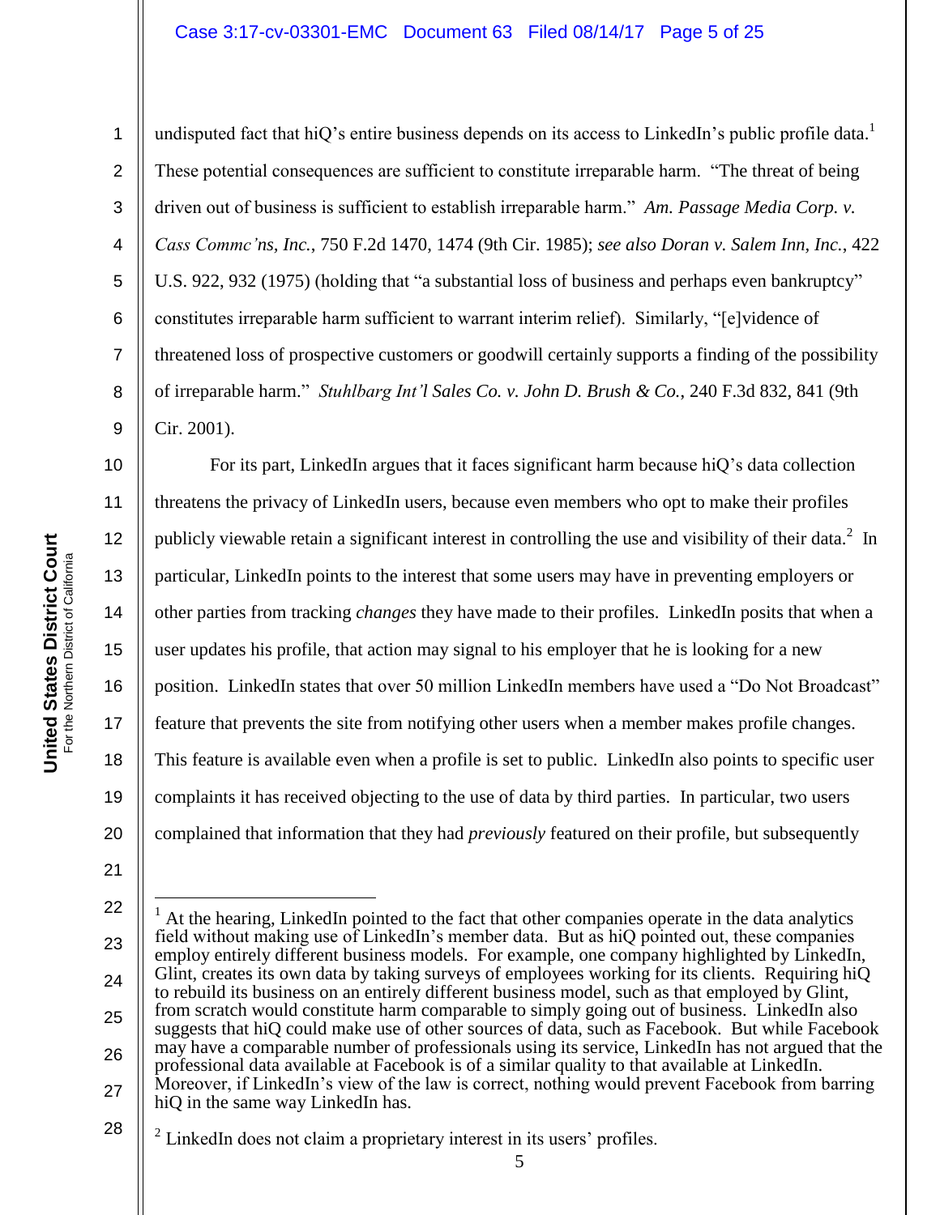undisputed fact that hiQ's entire business depends on its access to LinkedIn's public profile data.[1] These potential consequences are sufficient to constitute irreparable harm. "The threat of being driven out of business is sufficient to establish irreparable harm." *Am. Passage Media Corp. v. Cass Commc'ns, Inc.*, 750 F.2d 1470, 1474 (9th Cir. 1985); *see also Doran v. Salem Inn, Inc.*, 422 U.S. 922, 932 (1975) (holding that "a substantial loss of business and perhaps even bankruptcy" constitutes irreparable harm sufficient to warrant interim relief). Similarly, "[e]vidence of threatened loss of prospective customers or goodwill certainly supports a finding of the possibility of irreparable harm." *Stuhlbarg Int'l Sales Co. v. John D. Brush & Co.*, 240 F.3d 832, 841 (9th Cir. 2001).

For its part, LinkedIn argues that it faces significant harm because hiQ's data collection threatens the privacy of LinkedIn users, because even members who opt to make their profiles publicly viewable retain a significant interest in controlling the use and visibility of their data.[2] In particular, LinkedIn points to the interest that some users may have in preventing employers or other parties from tracking *changes* they have made to their profiles. LinkedIn posits that when a user updates his profile, that action may signal to his employer that he is looking for a new position. LinkedIn states that over 50 million LinkedIn members have used a "Do Not Broadcast" feature that prevents the site from notifying other users when a member makes profile changes. This feature is available even when a profile is set to public. LinkedIn also points to specific user complaints it has received objecting to the use of data by third parties. In particular, two users complained that information that they had *previously* featured on their profile, but subsequently

---

[1] At the hearing, LinkedIn pointed to the fact that other companies operate in the data analytics field without making use of LinkedIn's member data. But as hiQ pointed out, these companies employ entirely different business models. For example, one company highlighted by LinkedIn, Glint, creates its own data by taking surveys of employees working for its clients. Requiring hiQ to rebuild its business on an entirely different business model, such as that employed by Glint, from scratch would constitute harm comparable to simply going out of business. LinkedIn also suggests that hiQ could make use of other sources of data, such as Facebook. But while Facebook may have a comparable number of professionals using its service, LinkedIn has not argued that the professional data available at Facebook is of a similar quality to that available at LinkedIn. Moreover, if LinkedIn's view of the law is correct, nothing would prevent Facebook from barring hiQ in the same way LinkedIn has.

[2] LinkedIn does not claim a proprietary interest in its users' profiles.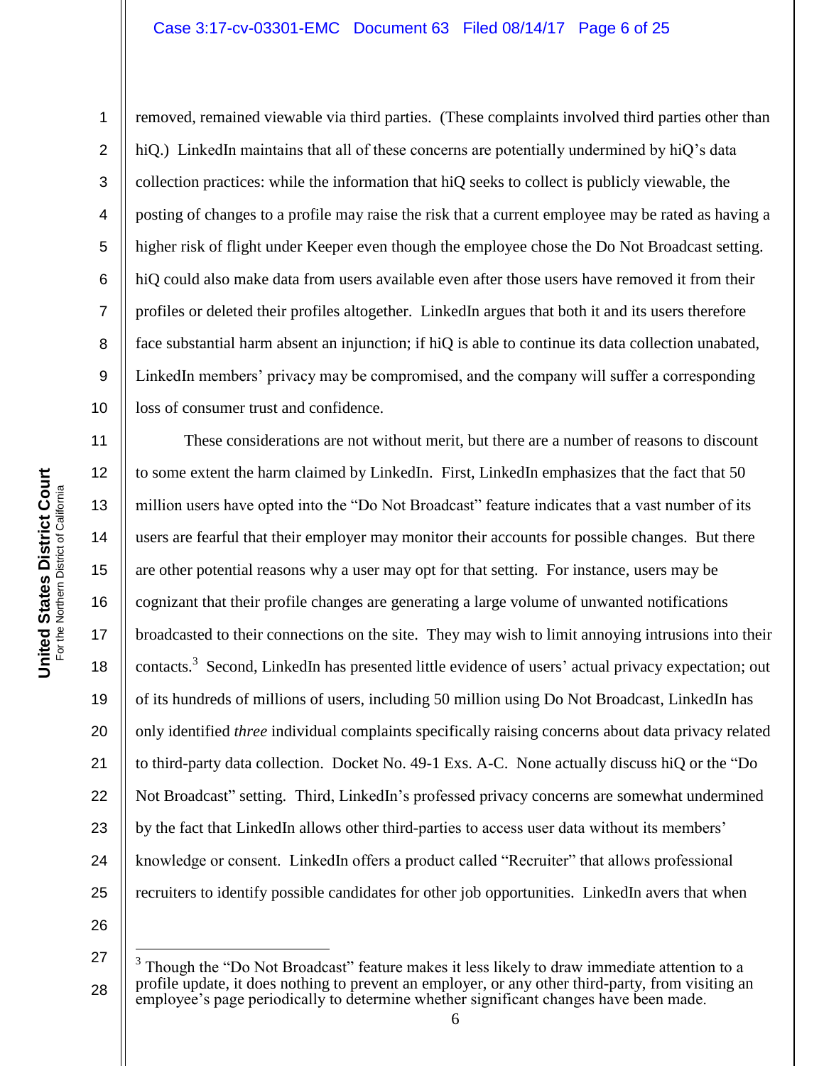removed, remained viewable via third parties. (These complaints involved third parties other than hiQ.) LinkedIn maintains that all of these concerns are potentially undermined by hiQ's data collection practices: while the information that hiQ seeks to collect is publicly viewable, the posting of changes to a profile may raise the risk that a current employee may be rated as having a higher risk of flight under Keeper even though the employee chose the Do Not Broadcast setting. hiQ could also make data from users available even after those users have removed it from their profiles or deleted their profiles altogether. LinkedIn argues that both it and its users therefore face substantial harm absent an injunction; if hiQ is able to continue its data collection unabated, LinkedIn members' privacy may be compromised, and the company will suffer a corresponding loss of consumer trust and confidence.

These considerations are not without merit, but there are a number of reasons to discount to some extent the harm claimed by LinkedIn. First, LinkedIn emphasizes that the fact that 50 million users have opted into the "Do Not Broadcast" feature indicates that a vast number of its users are fearful that their employer may monitor their accounts for possible changes. But there are other potential reasons why a user may opt for that setting. For instance, users may be cognizant that their profile changes are generating a large volume of unwanted notifications broadcasted to their connections on the site. They may wish to limit annoying intrusions into their contacts.[3] Second, LinkedIn has presented little evidence of users' actual privacy expectation; out of its hundreds of millions of users, including 50 million using Do Not Broadcast, LinkedIn has only identified *three* individual complaints specifically raising concerns about data privacy related to third-party data collection. Docket No. 49-1 Exs. A-C. None actually discuss hiQ or the "Do Not Broadcast" setting. Third, LinkedIn's professed privacy concerns are somewhat undermined by the fact that LinkedIn allows other third-parties to access user data without its members' knowledge or consent. LinkedIn offers a product called "Recruiter" that allows professional recruiters to identify possible candidates for other job opportunities. LinkedIn avers that when

---

[3] Though the "Do Not Broadcast" feature makes it less likely to draw immediate attention to a profile update, it does nothing to prevent an employer, or any other third-party, from visiting an employee's page periodically to determine whether significant changes have been made.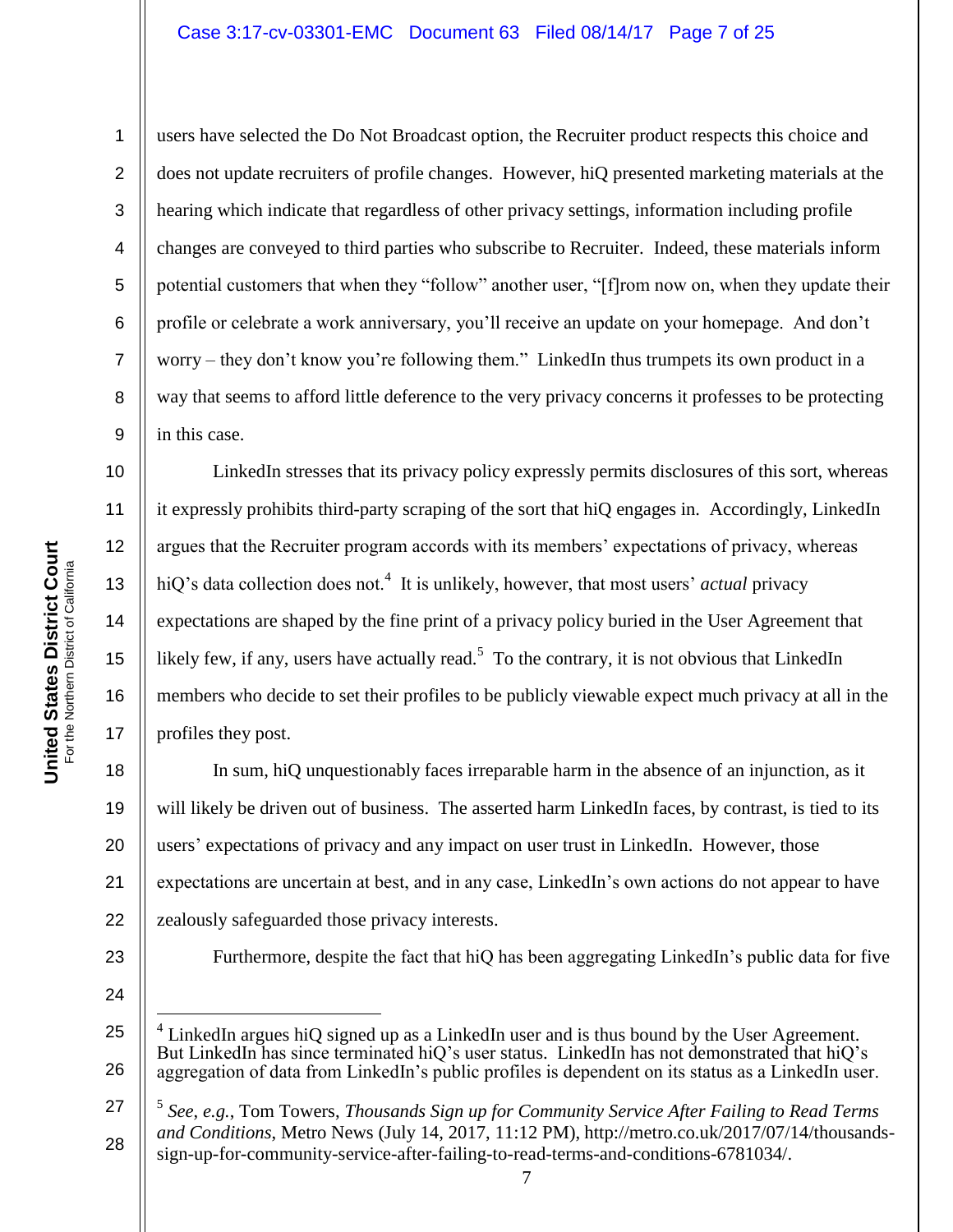users have selected the Do Not Broadcast option, the Recruiter product respects this choice and does not update recruiters of profile changes. However, hiQ presented marketing materials at the hearing which indicate that regardless of other privacy settings, information including profile changes are conveyed to third parties who subscribe to Recruiter. Indeed, these materials inform potential customers that when they "follow" another user, "[f]rom now on, when they update their profile or celebrate a work anniversary, you'll receive an update on your homepage. And don't worry – they don't know you're following them." LinkedIn thus trumpets its own product in a way that seems to afford little deference to the very privacy concerns it professes to be protecting in this case.

LinkedIn stresses that its privacy policy expressly permits disclosures of this sort, whereas it expressly prohibits third-party scraping of the sort that hiQ engages in. Accordingly, LinkedIn argues that the Recruiter program accords with its members' expectations of privacy, whereas hiQ's data collection does not.[4] It is unlikely, however, that most users' *actual* privacy expectations are shaped by the fine print of a privacy policy buried in the User Agreement that likely few, if any, users have actually read.[5] To the contrary, it is not obvious that LinkedIn members who decide to set their profiles to be publicly viewable expect much privacy at all in the profiles they post.

In sum, hiQ unquestionably faces irreparable harm in the absence of an injunction, as it will likely be driven out of business. The asserted harm LinkedIn faces, by contrast, is tied to its users' expectations of privacy and any impact on user trust in LinkedIn. However, those expectations are uncertain at best, and in any case, LinkedIn's own actions do not appear to have zealously safeguarded those privacy interests.

Furthermore, despite the fact that hiQ has been aggregating LinkedIn's public data for five

---

[4] LinkedIn argues hiQ signed up as a LinkedIn user and is thus bound by the User Agreement. But LinkedIn has since terminated hiQ's user status. LinkedIn has not demonstrated that hiQ's aggregation of data from LinkedIn's public profiles is dependent on its status as a LinkedIn user.

[5] *See, e.g.*, Tom Towers, *Thousands Sign up for Community Service After Failing to Read Terms and Conditions*, Metro News (July 14, 2017, 11:12 PM), http://metro.co.uk/2017/07/14/thousands-sign-up-for-community-service-after-failing-to-read-terms-and-conditions-6781034/.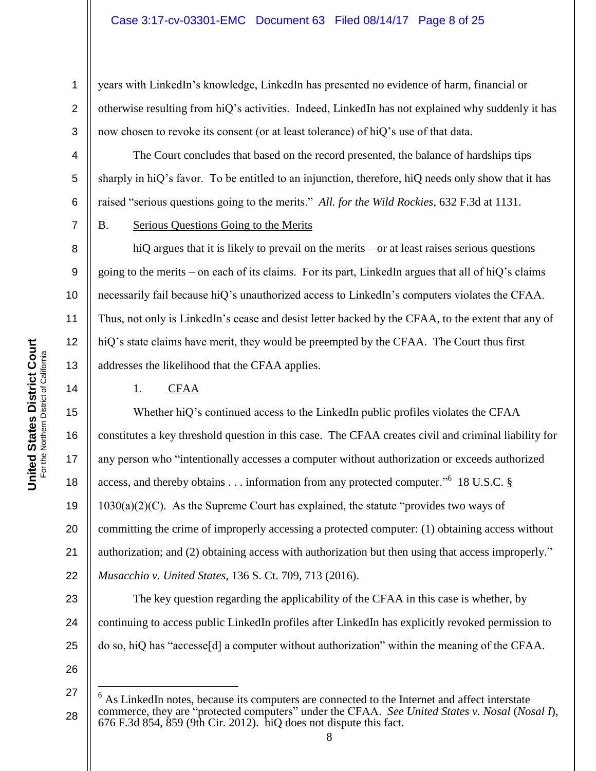years with LinkedIn's knowledge, LinkedIn has presented no evidence of harm, financial or otherwise resulting from hiQ's activities. Indeed, LinkedIn has not explained why suddenly it has now chosen to revoke its consent (or at least tolerance) of hiQ's use of that data.

The Court concludes that based on the record presented, the balance of hardships tips sharply in hiQ's favor. To be entitled to an injunction, therefore, hiQ needs only show that it has raised "serious questions going to the merits." *All. for the Wild Rockies*, 632 F.3d at 1131.

B. Serious Questions Going to the Merits

hiQ argues that it is likely to prevail on the merits – or at least raises serious questions going to the merits – on each of its claims. For its part, LinkedIn argues that all of hiQ's claims necessarily fail because hiQ's unauthorized access to LinkedIn's computers violates the CFAA. Thus, not only is LinkedIn's cease and desist letter backed by the CFAA, to the extent that any of hiQ's state claims have merit, they would be preempted by the CFAA. The Court thus first addresses the likelihood that the CFAA applies.

1. CFAA

Whether hiQ's continued access to the LinkedIn public profiles violates the CFAA constitutes a key threshold question in this case. The CFAA creates civil and criminal liability for any person who "intentionally accesses a computer without authorization or exceeds authorized access, and thereby obtains . . . information from any protected computer."[6] 18 U.S.C. § 1030(a)(2)(C). As the Supreme Court has explained, the statute "provides two ways of committing the crime of improperly accessing a protected computer: (1) obtaining access without authorization; and (2) obtaining access with authorization but then using that access improperly." *Musacchio v. United States*, 136 S. Ct. 709, 713 (2016).

The key question regarding the applicability of the CFAA in this case is whether, by continuing to access public LinkedIn profiles after LinkedIn has explicitly revoked permission to do so, hiQ has "accesse[d] a computer without authorization" within the meaning of the CFAA.

---

[6] As LinkedIn notes, because its computers are connected to the Internet and affect interstate commerce, they are "protected computers" under the CFAA. *See United States v. Nosal* (*Nosal I*), 676 F.3d 854, 859 (9th Cir. 2012). hiQ does not dispute this fact.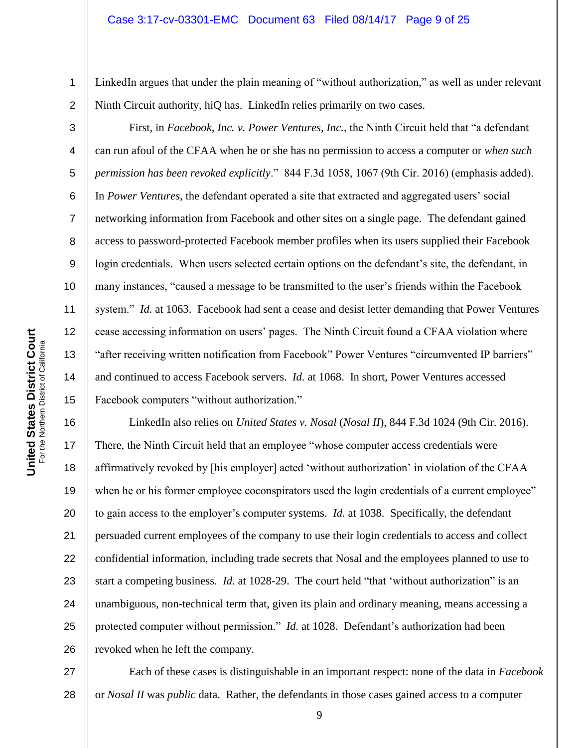LinkedIn argues that under the plain meaning of "without authorization," as well as under relevant Ninth Circuit authority, hiQ has. LinkedIn relies primarily on two cases.

First, in *Facebook, Inc. v. Power Ventures, Inc.*, the Ninth Circuit held that "a defendant can run afoul of the CFAA when he or she has no permission to access a computer or *when such permission has been revoked explicitly*." 844 F.3d 1058, 1067 (9th Cir. 2016) (emphasis added). In *Power Ventures*, the defendant operated a site that extracted and aggregated users' social networking information from Facebook and other sites on a single page. The defendant gained access to password-protected Facebook member profiles when its users supplied their Facebook login credentials. When users selected certain options on the defendant's site, the defendant, in many instances, "caused a message to be transmitted to the user's friends within the Facebook system." *Id.* at 1063. Facebook had sent a cease and desist letter demanding that Power Ventures cease accessing information on users' pages. The Ninth Circuit found a CFAA violation where "after receiving written notification from Facebook" Power Ventures "circumvented IP barriers" and continued to access Facebook servers. *Id.* at 1068. In short, Power Ventures accessed Facebook computers "without authorization."

LinkedIn also relies on *United States v. Nosal* (*Nosal II*), 844 F.3d 1024 (9th Cir. 2016). There, the Ninth Circuit held that an employee "whose computer access credentials were affirmatively revoked by [his employer] acted 'without authorization' in violation of the CFAA when he or his former employee coconspirators used the login credentials of a current employee" to gain access to the employer's computer systems. *Id.* at 1038. Specifically, the defendant persuaded current employees of the company to use their login credentials to access and collect confidential information, including trade secrets that Nosal and the employees planned to use to start a competing business. *Id.* at 1028-29. The court held "that 'without authorization" is an unambiguous, non-technical term that, given its plain and ordinary meaning, means accessing a protected computer without permission." *Id.* at 1028. Defendant's authorization had been revoked when he left the company.

Each of these cases is distinguishable in an important respect: none of the data in *Facebook* or *Nosal II* was *public* data. Rather, the defendants in those cases gained access to a computer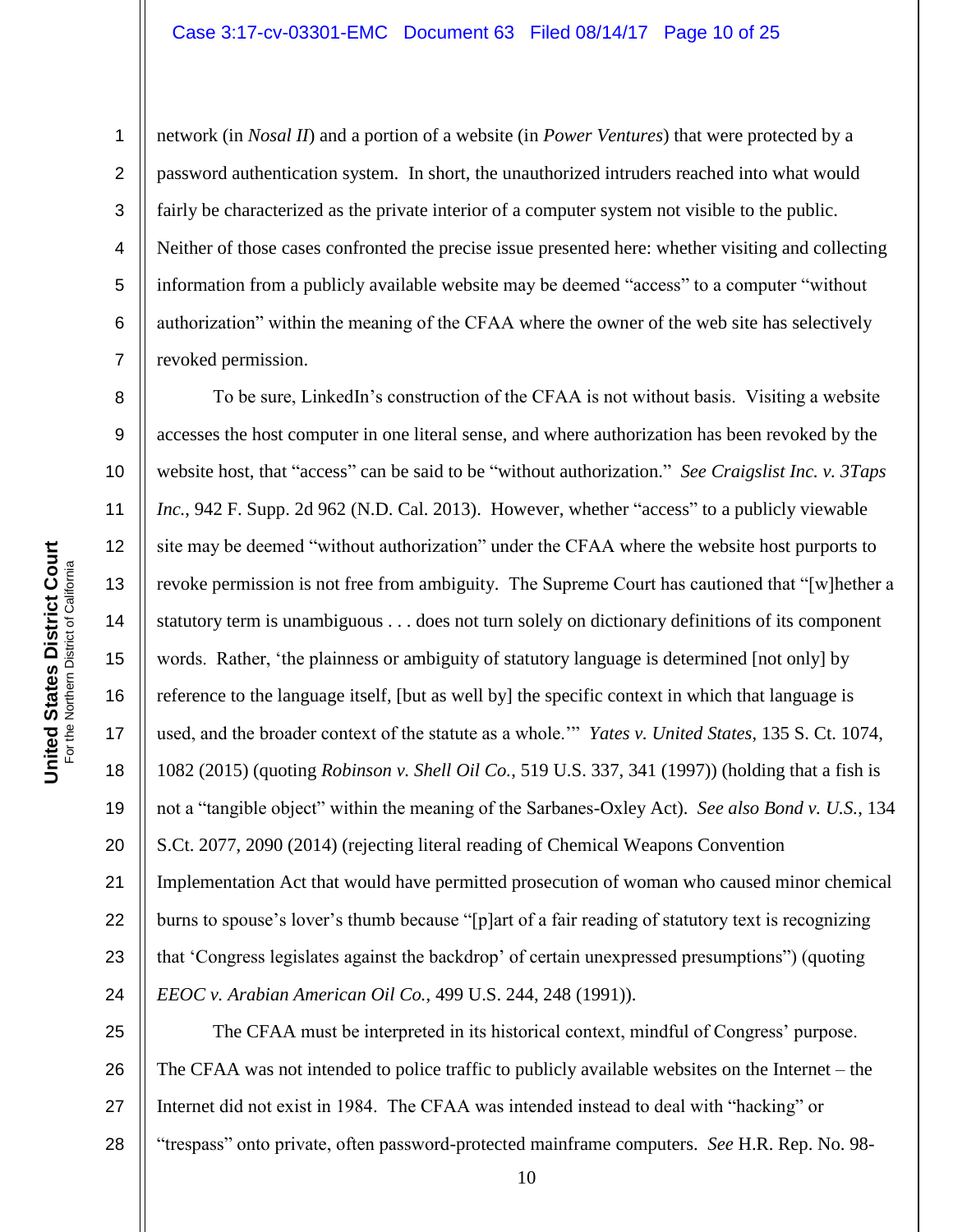network (in *Nosal II*) and a portion of a website (in *Power Ventures*) that were protected by a password authentication system. In short, the unauthorized intruders reached into what would fairly be characterized as the private interior of a computer system not visible to the public. Neither of those cases confronted the precise issue presented here: whether visiting and collecting information from a publicly available website may be deemed "access" to a computer "without authorization" within the meaning of the CFAA where the owner of the web site has selectively revoked permission.

To be sure, LinkedIn's construction of the CFAA is not without basis. Visiting a website accesses the host computer in one literal sense, and where authorization has been revoked by the website host, that "access" can be said to be "without authorization." *See Craigslist Inc. v. 3Taps Inc.*, 942 F. Supp. 2d 962 (N.D. Cal. 2013). However, whether "access" to a publicly viewable site may be deemed "without authorization" under the CFAA where the website host purports to revoke permission is not free from ambiguity. The Supreme Court has cautioned that "[w]hether a statutory term is unambiguous . . . does not turn solely on dictionary definitions of its component words. Rather, 'the plainness or ambiguity of statutory language is determined [not only] by reference to the language itself, [but as well by] the specific context in which that language is used, and the broader context of the statute as a whole.'" *Yates v. United States*, 135 S. Ct. 1074, 1082 (2015) (quoting *Robinson v. Shell Oil Co.*, 519 U.S. 337, 341 (1997)) (holding that a fish is not a "tangible object" within the meaning of the Sarbanes-Oxley Act). *See also Bond v. U.S.*, 134 S.Ct. 2077, 2090 (2014) (rejecting literal reading of Chemical Weapons Convention Implementation Act that would have permitted prosecution of woman who caused minor chemical burns to spouse's lover's thumb because "[p]art of a fair reading of statutory text is recognizing that 'Congress legislates against the backdrop' of certain unexpressed presumptions") (quoting *EEOC v. Arabian American Oil Co.*, 499 U.S. 244, 248 (1991)).

The CFAA must be interpreted in its historical context, mindful of Congress' purpose. The CFAA was not intended to police traffic to publicly available websites on the Internet – the Internet did not exist in 1984. The CFAA was intended instead to deal with "hacking" or "trespass" onto private, often password-protected mainframe computers. *See* H.R. Rep. No. 98-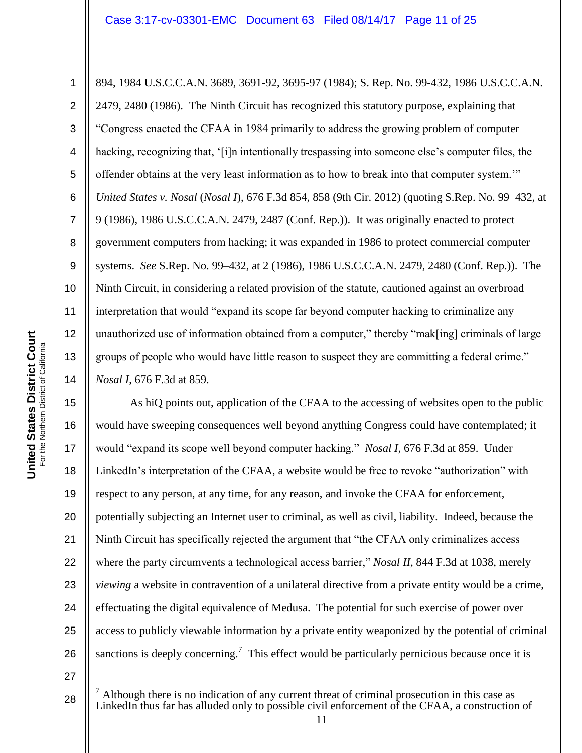894, 1984 U.S.C.C.A.N. 3689, 3691-92, 3695-97 (1984); S. Rep. No. 99-432, 1986 U.S.C.C.A.N. 2479, 2480 (1986). The Ninth Circuit has recognized this statutory purpose, explaining that "Congress enacted the CFAA in 1984 primarily to address the growing problem of computer hacking, recognizing that, '[i]n intentionally trespassing into someone else's computer files, the offender obtains at the very least information as to how to break into that computer system.'" *United States v. Nosal* (*Nosal I*), 676 F.3d 854, 858 (9th Cir. 2012) (quoting S.Rep. No. 99–432, at 9 (1986), 1986 U.S.C.C.A.N. 2479, 2487 (Conf. Rep.)). It was originally enacted to protect government computers from hacking; it was expanded in 1986 to protect commercial computer systems. *See* S.Rep. No. 99–432, at 2 (1986), 1986 U.S.C.C.A.N. 2479, 2480 (Conf. Rep.)). The Ninth Circuit, in considering a related provision of the statute, cautioned against an overbroad interpretation that would "expand its scope far beyond computer hacking to criminalize any unauthorized use of information obtained from a computer," thereby "mak[ing] criminals of large groups of people who would have little reason to suspect they are committing a federal crime." *Nosal I*, 676 F.3d at 859.

As hiQ points out, application of the CFAA to the accessing of websites open to the public would have sweeping consequences well beyond anything Congress could have contemplated; it would "expand its scope well beyond computer hacking." *Nosal I*, 676 F.3d at 859. Under LinkedIn's interpretation of the CFAA, a website would be free to revoke "authorization" with respect to any person, at any time, for any reason, and invoke the CFAA for enforcement, potentially subjecting an Internet user to criminal, as well as civil, liability. Indeed, because the Ninth Circuit has specifically rejected the argument that "the CFAA only criminalizes access where the party circumvents a technological access barrier," *Nosal II*, 844 F.3d at 1038, merely *viewing* a website in contravention of a unilateral directive from a private entity would be a crime, effectuating the digital equivalence of Medusa. The potential for such exercise of power over access to publicly viewable information by a private entity weaponized by the potential of criminal sanctions is deeply concerning.[7] This effect would be particularly pernicious because once it is

[7] Although there is no indication of any current threat of criminal prosecution in this case as LinkedIn thus far has alluded only to possible civil enforcement of the CFAA, a construction of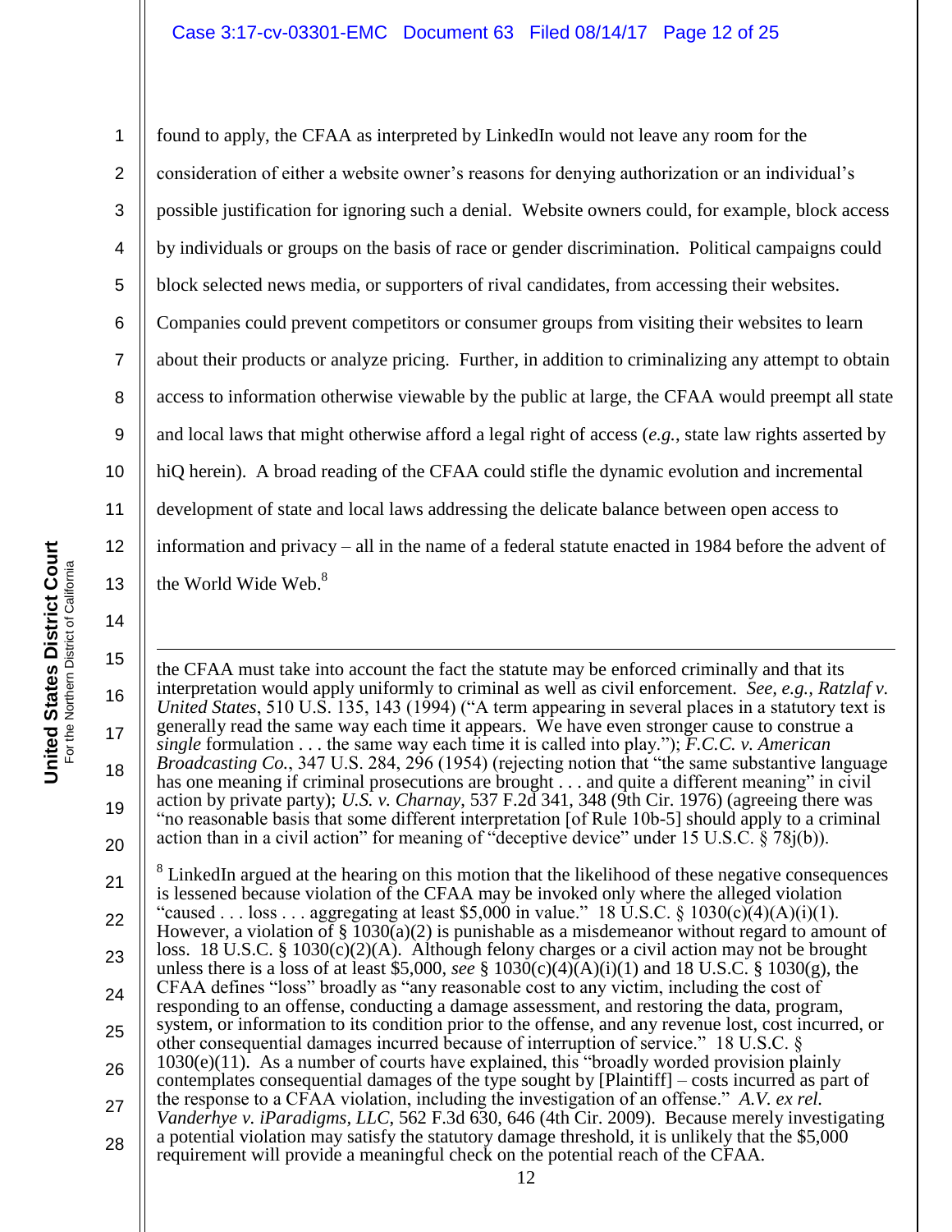found to apply, the CFAA as interpreted by LinkedIn would not leave any room for the consideration of either a website owner's reasons for denying authorization or an individual's possible justification for ignoring such a denial. Website owners could, for example, block access by individuals or groups on the basis of race or gender discrimination. Political campaigns could block selected news media, or supporters of rival candidates, from accessing their websites. Companies could prevent competitors or consumer groups from visiting their websites to learn about their products or analyze pricing. Further, in addition to criminalizing any attempt to obtain access to information otherwise viewable by the public at large, the CFAA would preempt all state and local laws that might otherwise afford a legal right of access (*e.g.*, state law rights asserted by hiQ herein). A broad reading of the CFAA could stifle the dynamic evolution and incremental development of state and local laws addressing the delicate balance between open access to information and privacy – all in the name of a federal statute enacted in 1984 before the advent of the World Wide Web.[8]

---

the CFAA must take into account the fact the statute may be enforced criminally and that its interpretation would apply uniformly to criminal as well as civil enforcement. *See, e.g., Ratzlaf v. United States*, 510 U.S. 135, 143 (1994) ("A term appearing in several places in a statutory text is generally read the same way each time it appears. We have even stronger cause to construe a *single* formulation . . . the same way each time it is called into play."); *F.C.C. v. American Broadcasting Co.*, 347 U.S. 284, 296 (1954) (rejecting notion that "the same substantive language has one meaning if criminal prosecutions are brought . . . and quite a different meaning" in civil action by private party); *U.S. v. Charnay*, 537 F.2d 341, 348 (9th Cir. 1976) (agreeing there was "no reasonable basis that some different interpretation [of Rule 10b-5] should apply to a criminal action than in a civil action" for meaning of "deceptive device" under 15 U.S.C. § 78j(b)).

[8] LinkedIn argued at the hearing on this motion that the likelihood of these negative consequences is lessened because violation of the CFAA may be invoked only where the alleged violation "caused . . . loss . . . aggregating at least $5,000 in value." 18 U.S.C. § 1030(c)(4)(A)(i)(1). However, a violation of § 1030(a)(2) is punishable as a misdemeanor without regard to amount of loss. 18 U.S.C. § 1030(c)(2)(A). Although felony charges or a civil action may not be brought unless there is a loss of at least $5,000, *see* § 1030(c)(4)(A)(i)(1) and 18 U.S.C. § 1030(g), the CFAA defines "loss" broadly as "any reasonable cost to any victim, including the cost of responding to an offense, conducting a damage assessment, and restoring the data, program, system, or information to its condition prior to the offense, and any revenue lost, cost incurred, or other consequential damages incurred because of interruption of service." 18 U.S.C. § 1030(e)(11). As a number of courts have explained, this "broadly worded provision plainly contemplates consequential damages of the type sought by [Plaintiff] – costs incurred as part of the response to a CFAA violation, including the investigation of an offense." *A.V. ex rel. Vanderhye v. iParadigms, LLC*, 562 F.3d 630, 646 (4th Cir. 2009). Because merely investigating a potential violation may satisfy the statutory damage threshold, it is unlikely that the $5,000 requirement will provide a meaningful check on the potential reach of the CFAA.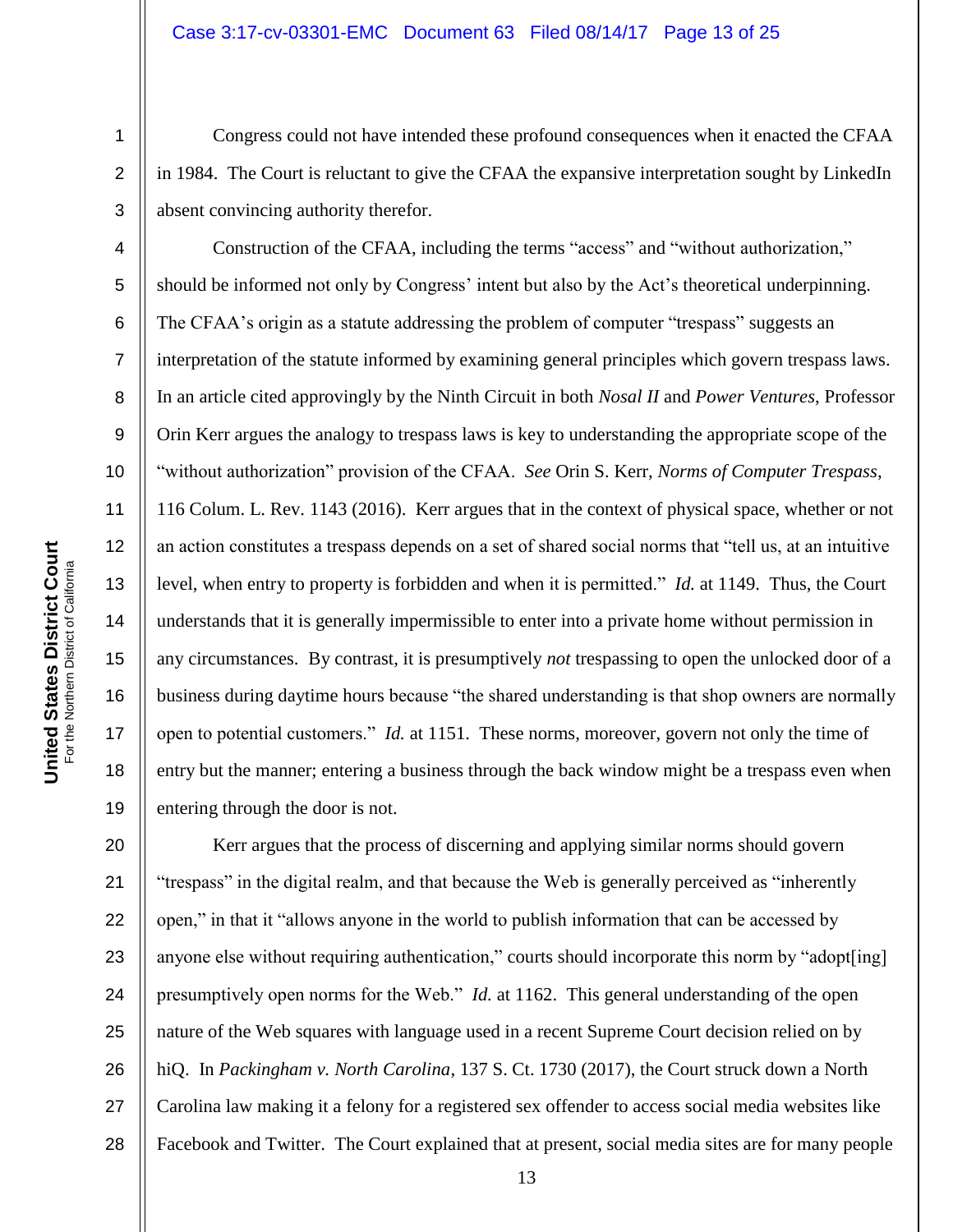Congress could not have intended these profound consequences when it enacted the CFAA in 1984. The Court is reluctant to give the CFAA the expansive interpretation sought by LinkedIn absent convincing authority therefor.

Construction of the CFAA, including the terms "access" and "without authorization," should be informed not only by Congress' intent but also by the Act's theoretical underpinning. The CFAA's origin as a statute addressing the problem of computer "trespass" suggests an interpretation of the statute informed by examining general principles which govern trespass laws. In an article cited approvingly by the Ninth Circuit in both *Nosal II* and *Power Ventures*, Professor Orin Kerr argues the analogy to trespass laws is key to understanding the appropriate scope of the "without authorization" provision of the CFAA. *See* Orin S. Kerr, *Norms of Computer Trespass*, 116 Colum. L. Rev. 1143 (2016). Kerr argues that in the context of physical space, whether or not an action constitutes a trespass depends on a set of shared social norms that "tell us, at an intuitive level, when entry to property is forbidden and when it is permitted." *Id.* at 1149. Thus, the Court understands that it is generally impermissible to enter into a private home without permission in any circumstances. By contrast, it is presumptively *not* trespassing to open the unlocked door of a business during daytime hours because "the shared understanding is that shop owners are normally open to potential customers." *Id.* at 1151. These norms, moreover, govern not only the time of entry but the manner; entering a business through the back window might be a trespass even when entering through the door is not.

Kerr argues that the process of discerning and applying similar norms should govern "trespass" in the digital realm, and that because the Web is generally perceived as "inherently open," in that it "allows anyone in the world to publish information that can be accessed by anyone else without requiring authentication," courts should incorporate this norm by "adopt[ing] presumptively open norms for the Web." *Id.* at 1162. This general understanding of the open nature of the Web squares with language used in a recent Supreme Court decision relied on by hiQ. In *Packingham v. North Carolina*, 137 S. Ct. 1730 (2017), the Court struck down a North Carolina law making it a felony for a registered sex offender to access social media websites like Facebook and Twitter. The Court explained that at present, social media sites are for many people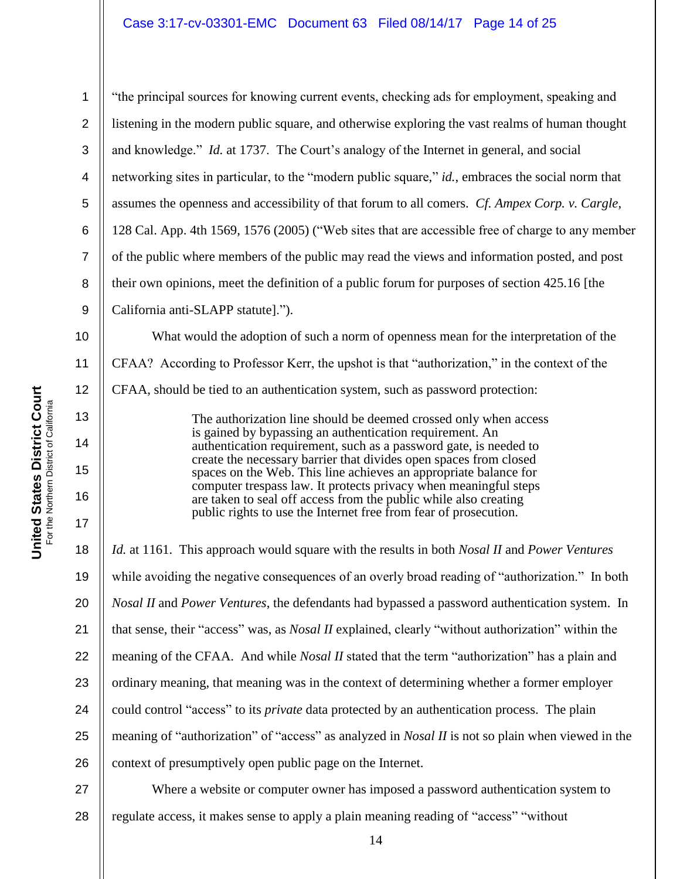"the principal sources for knowing current events, checking ads for employment, speaking and listening in the modern public square, and otherwise exploring the vast realms of human thought and knowledge." *Id.* at 1737. The Court's analogy of the Internet in general, and social networking sites in particular, to the "modern public square," *id.*, embraces the social norm that assumes the openness and accessibility of that forum to all comers. *Cf. Ampex Corp. v. Cargle*, 128 Cal. App. 4th 1569, 1576 (2005) ("Web sites that are accessible free of charge to any member of the public where members of the public may read the views and information posted, and post their own opinions, meet the definition of a public forum for purposes of section 425.16 [the California anti-SLAPP statute].").

What would the adoption of such a norm of openness mean for the interpretation of the CFAA? According to Professor Kerr, the upshot is that "authorization," in the context of the CFAA, should be tied to an authentication system, such as password protection:

> The authorization line should be deemed crossed only when access is gained by bypassing an authentication requirement. An authentication requirement, such as a password gate, is needed to create the necessary barrier that divides open spaces from closed spaces on the Web. This line achieves an appropriate balance for computer trespass law. It protects privacy when meaningful steps are taken to seal off access from the public while also creating public rights to use the Internet free from fear of prosecution.

*Id.* at 1161. This approach would square with the results in both *Nosal II* and *Power Ventures* while avoiding the negative consequences of an overly broad reading of "authorization." In both *Nosal II* and *Power Ventures*, the defendants had bypassed a password authentication system. In that sense, their "access" was, as *Nosal II* explained, clearly "without authorization" within the meaning of the CFAA. And while *Nosal II* stated that the term "authorization" has a plain and ordinary meaning, that meaning was in the context of determining whether a former employer could control "access" to its *private* data protected by an authentication process. The plain meaning of "authorization" of "access" as analyzed in *Nosal II* is not so plain when viewed in the context of presumptively open public page on the Internet.

Where a website or computer owner has imposed a password authentication system to regulate access, it makes sense to apply a plain meaning reading of "access" "without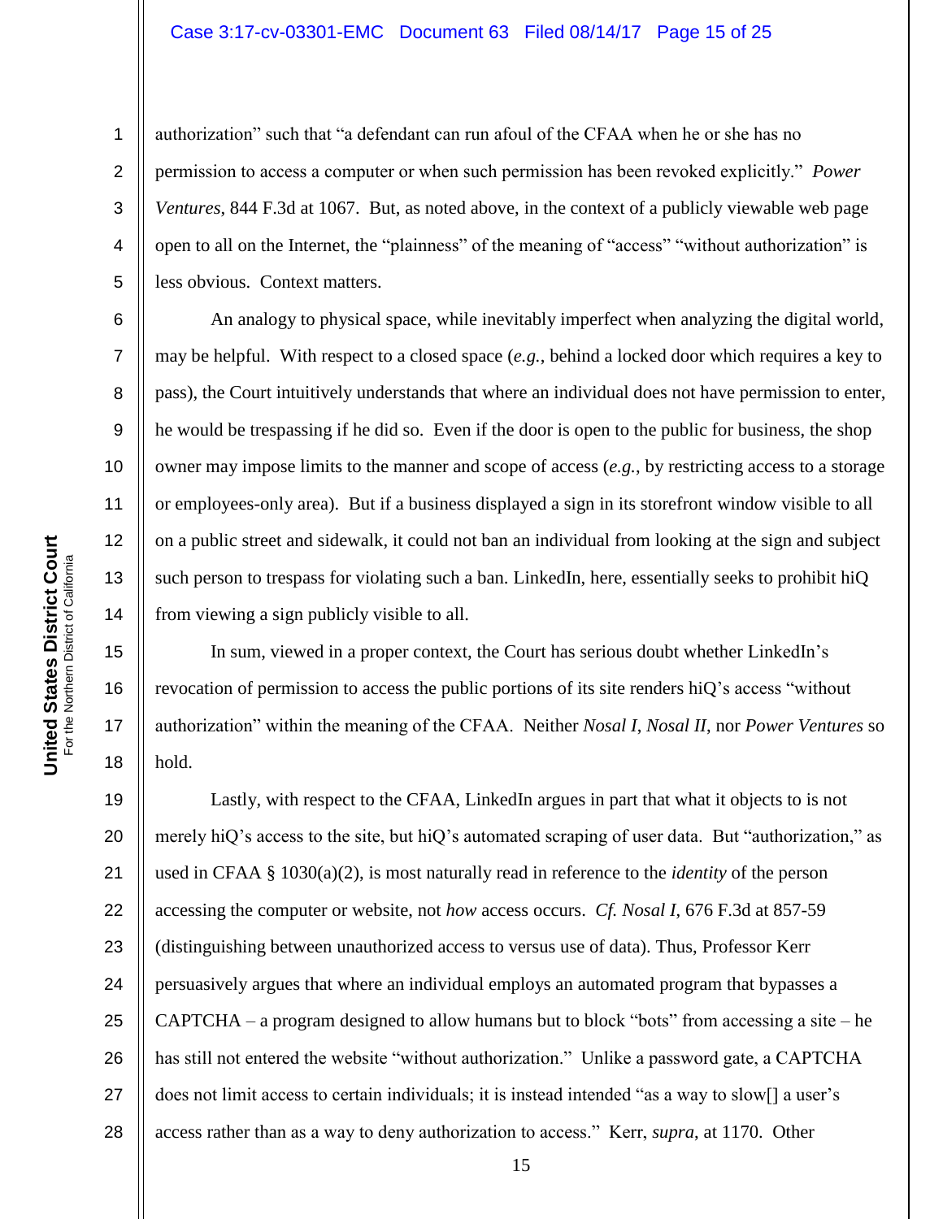authorization" such that "a defendant can run afoul of the CFAA when he or she has no permission to access a computer or when such permission has been revoked explicitly." *Power Ventures*, 844 F.3d at 1067. But, as noted above, in the context of a publicly viewable web page open to all on the Internet, the "plainness" of the meaning of "access" "without authorization" is less obvious. Context matters.

An analogy to physical space, while inevitably imperfect when analyzing the digital world, may be helpful. With respect to a closed space (*e.g.*, behind a locked door which requires a key to pass), the Court intuitively understands that where an individual does not have permission to enter, he would be trespassing if he did so. Even if the door is open to the public for business, the shop owner may impose limits to the manner and scope of access (*e.g.*, by restricting access to a storage or employees-only area). But if a business displayed a sign in its storefront window visible to all on a public street and sidewalk, it could not ban an individual from looking at the sign and subject such person to trespass for violating such a ban. LinkedIn, here, essentially seeks to prohibit hiQ from viewing a sign publicly visible to all.

In sum, viewed in a proper context, the Court has serious doubt whether LinkedIn's revocation of permission to access the public portions of its site renders hiQ's access "without authorization" within the meaning of the CFAA. Neither *Nosal I*, *Nosal II*, nor *Power Ventures* so hold.

Lastly, with respect to the CFAA, LinkedIn argues in part that what it objects to is not merely hiQ's access to the site, but hiQ's automated scraping of user data. But "authorization," as used in CFAA § 1030(a)(2), is most naturally read in reference to the *identity* of the person accessing the computer or website, not *how* access occurs. *Cf. Nosal I*, 676 F.3d at 857-59 (distinguishing between unauthorized access to versus use of data). Thus, Professor Kerr persuasively argues that where an individual employs an automated program that bypasses a CAPTCHA – a program designed to allow humans but to block "bots" from accessing a site – he has still not entered the website "without authorization." Unlike a password gate, a CAPTCHA does not limit access to certain individuals; it is instead intended "as a way to slow[] a user's access rather than as a way to deny authorization to access." Kerr, *supra*, at 1170. Other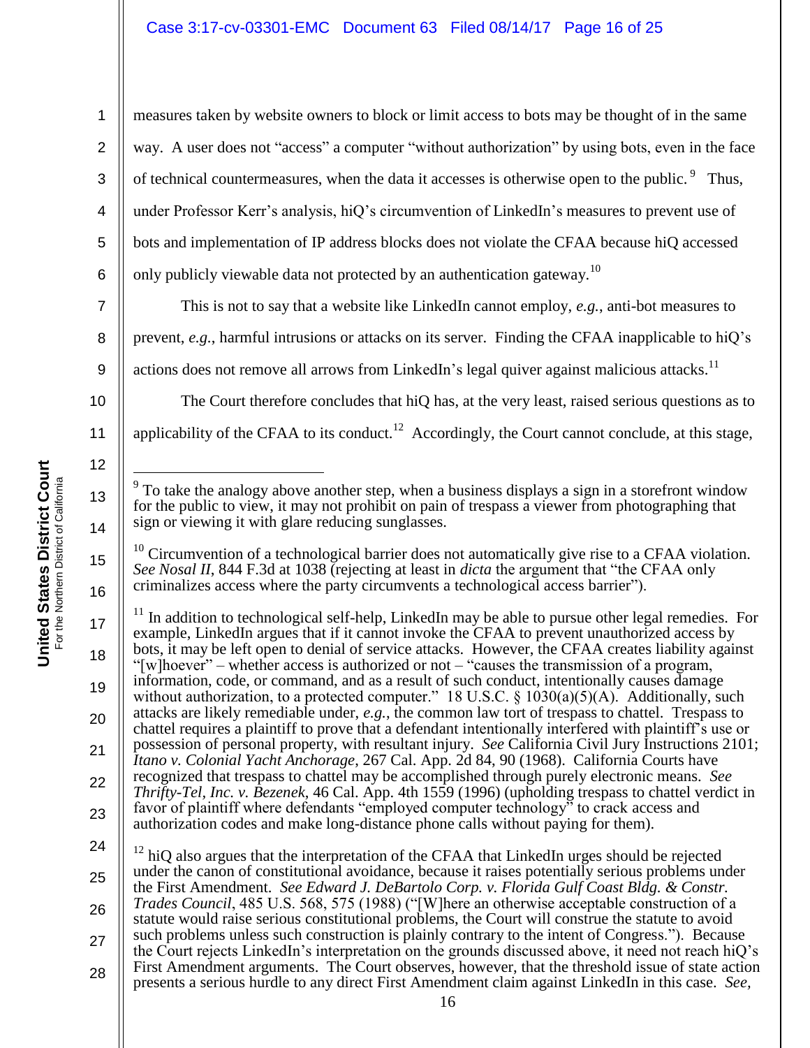measures taken by website owners to block or limit access to bots may be thought of in the same way. A user does not "access" a computer "without authorization" by using bots, even in the face of technical countermeasures, when the data it accesses is otherwise open to the public.[9] Thus, under Professor Kerr's analysis, hiQ's circumvention of LinkedIn's measures to prevent use of bots and implementation of IP address blocks does not violate the CFAA because hiQ accessed only publicly viewable data not protected by an authentication gateway.[10]

This is not to say that a website like LinkedIn cannot employ, *e.g.*, anti-bot measures to prevent, *e.g.*, harmful intrusions or attacks on its server. Finding the CFAA inapplicable to hiQ's actions does not remove all arrows from LinkedIn's legal quiver against malicious attacks.[11]

The Court therefore concludes that hiQ has, at the very least, raised serious questions as to applicability of the CFAA to its conduct.[12] Accordingly, the Court cannot conclude, at this stage,

---

[9] To take the analogy above another step, when a business displays a sign in a storefront window for the public to view, it may not prohibit on pain of trespass a viewer from photographing that sign or viewing it with glare reducing sunglasses.

[10] Circumvention of a technological barrier does not automatically give rise to a CFAA violation. *See Nosal II*, 844 F.3d at 1038 (rejecting at least in *dicta* the argument that "the CFAA only criminalizes access where the party circumvents a technological access barrier").

[11] In addition to technological self-help, LinkedIn may be able to pursue other legal remedies. For example, LinkedIn argues that if it cannot invoke the CFAA to prevent unauthorized access by bots, it may be left open to denial of service attacks. However, the CFAA creates liability against "[w]hoever" – whether access is authorized or not – "causes the transmission of a program, information, code, or command, and as a result of such conduct, intentionally causes damage without authorization, to a protected computer." 18 U.S.C. § 1030(a)(5)(A). Additionally, such attacks are likely remediable under, *e.g.*, the common law tort of trespass to chattel. Trespass to chattel requires a plaintiff to prove that a defendant intentionally interfered with plaintiff's use or possession of personal property, with resultant injury. *See* California Civil Jury Instructions 2101; *Itano v. Colonial Yacht Anchorage*, 267 Cal. App. 2d 84, 90 (1968). California Courts have recognized that trespass to chattel may be accomplished through purely electronic means. *See Thrifty-Tel, Inc. v. Bezenek*, 46 Cal. App. 4th 1559 (1996) (upholding trespass to chattel verdict in favor of plaintiff where defendants "employed computer technology" to crack access and authorization codes and make long-distance phone calls without paying for them).

[12] hiQ also argues that the interpretation of the CFAA that LinkedIn urges should be rejected under the canon of constitutional avoidance, because it raises potentially serious problems under the First Amendment. *See Edward J. DeBartolo Corp. v. Florida Gulf Coast Bldg. & Constr. Trades Council*, 485 U.S. 568, 575 (1988) ("[W]here an otherwise acceptable construction of a statute would raise serious constitutional problems, the Court will construe the statute to avoid such problems unless such construction is plainly contrary to the intent of Congress."). Because the Court rejects LinkedIn's interpretation on the grounds discussed above, it need not reach hiQ's First Amendment arguments. The Court observes, however, that the threshold issue of state action presents a serious hurdle to any direct First Amendment claim against LinkedIn in this case. *See,*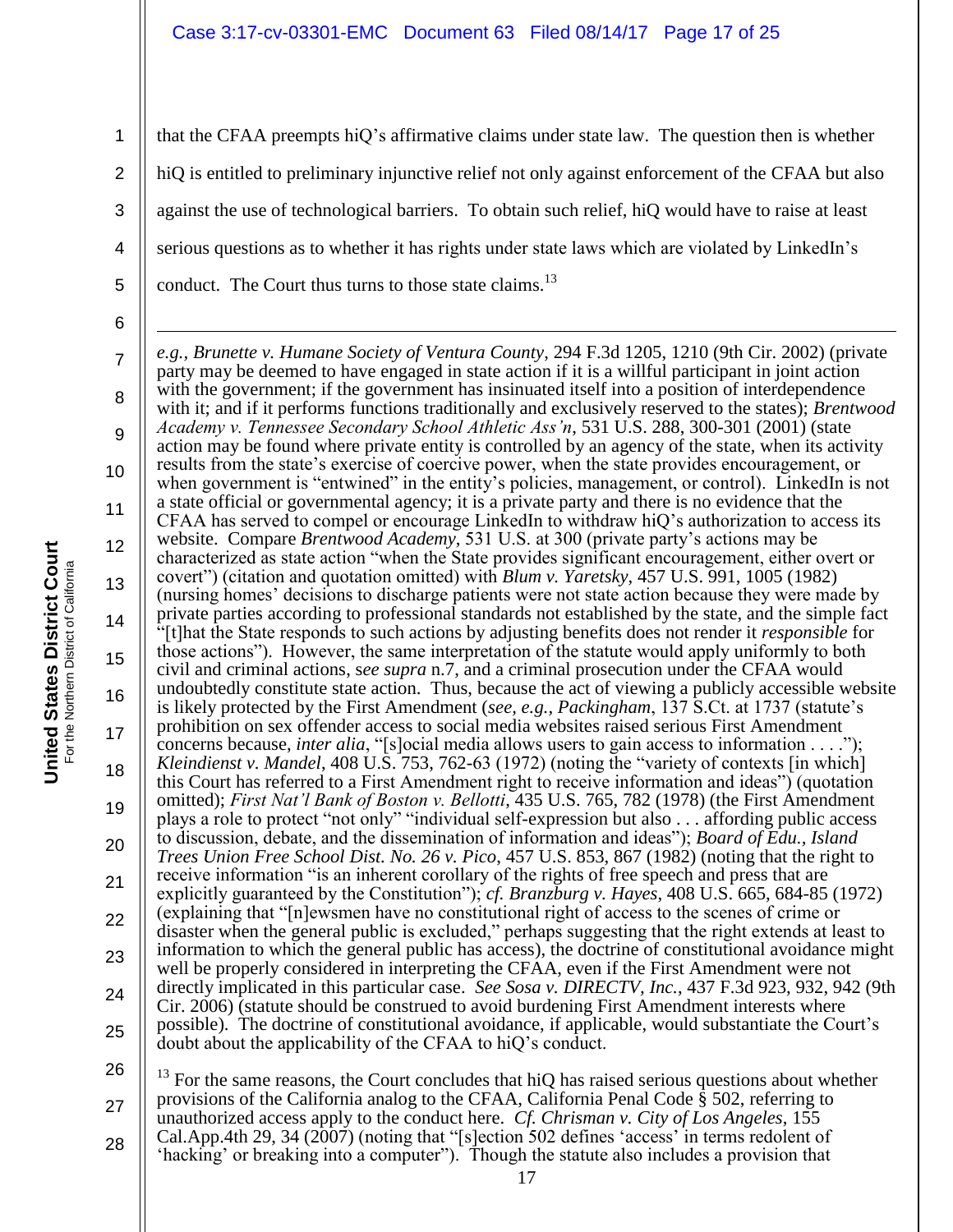that the CFAA preempts hiQ's affirmative claims under state law. The question then is whether hiQ is entitled to preliminary injunctive relief not only against enforcement of the CFAA but also against the use of technological barriers. To obtain such relief, hiQ would have to raise at least serious questions as to whether it has rights under state laws which are violated by LinkedIn's conduct. The Court thus turns to those state claims.[13]

---

*e.g.*, *Brunette v. Humane Society of Ventura County*, 294 F.3d 1205, 1210 (9th Cir. 2002) (private party may be deemed to have engaged in state action if it is a willful participant in joint action with the government; if the government has insinuated itself into a position of interdependence with it; and if it performs functions traditionally and exclusively reserved to the states); *Brentwood Academy v. Tennessee Secondary School Athletic Ass'n*, 531 U.S. 288, 300-301 (2001) (state action may be found where private entity is controlled by an agency of the state, when its activity results from the state's exercise of coercive power, when the state provides encouragement, or when government is "entwined" in the entity's policies, management, or control). LinkedIn is not a state official or governmental agency; it is a private party and there is no evidence that the CFAA has served to compel or encourage LinkedIn to withdraw hiQ's authorization to access its website. Compare *Brentwood Academy*, 531 U.S. at 300 (private party's actions may be characterized as state action "when the State provides significant encouragement, either overt or covert") (citation and quotation omitted) with *Blum v. Yaretsky*, 457 U.S. 991, 1005 (1982) (nursing homes' decisions to discharge patients were not state action because they were made by private parties according to professional standards not established by the state, and the simple fact "[t]hat the State responds to such actions by adjusting benefits does not render it *responsible* for those actions"). However, the same interpretation of the statute would apply uniformly to both civil and criminal actions, s*ee supra* n.7, and a criminal prosecution under the CFAA would undoubtedly constitute state action. Thus, because the act of viewing a publicly accessible website is likely protected by the First Amendment (*see, e.g.*, *Packingham*, 137 S.Ct. at 1737 (statute's prohibition on sex offender access to social media websites raised serious First Amendment concerns because, *inter alia*, "[s]ocial media allows users to gain access to information . . . ."); *Kleindienst v. Mandel*, 408 U.S. 753, 762-63 (1972) (noting the "variety of contexts [in which] this Court has referred to a First Amendment right to receive information and ideas") (quotation omitted); *First Nat'l Bank of Boston v. Bellotti*, 435 U.S. 765, 782 (1978) (the First Amendment plays a role to protect "not only" "individual self-expression but also . . . affording public access to discussion, debate, and the dissemination of information and ideas"); *Board of Edu., Island Trees Union Free School Dist. No. 26 v. Pico*, 457 U.S. 853, 867 (1982) (noting that the right to receive information "is an inherent corollary of the rights of free speech and press that are explicitly guaranteed by the Constitution"); *cf. Branzburg v. Hayes*, 408 U.S. 665, 684-85 (1972) (explaining that "[n]ewsmen have no constitutional right of access to the scenes of crime or disaster when the general public is excluded," perhaps suggesting that the right extends at least to information to which the general public has access), the doctrine of constitutional avoidance might well be properly considered in interpreting the CFAA, even if the First Amendment were not directly implicated in this particular case. *See Sosa v. DIRECTV, Inc.*, 437 F.3d 923, 932, 942 (9th Cir. 2006) (statute should be construed to avoid burdening First Amendment interests where possible). The doctrine of constitutional avoidance, if applicable, would substantiate the Court's doubt about the applicability of the CFAA to hiQ's conduct.

[13] For the same reasons, the Court concludes that hiQ has raised serious questions about whether provisions of the California analog to the CFAA, California Penal Code § 502, referring to unauthorized access apply to the conduct here. *Cf. Chrisman v. City of Los Angeles*, 155 Cal.App.4th 29, 34 (2007) (noting that "[s]ection 502 defines 'access' in terms redolent of 'hacking' or breaking into a computer"). Though the statute also includes a provision that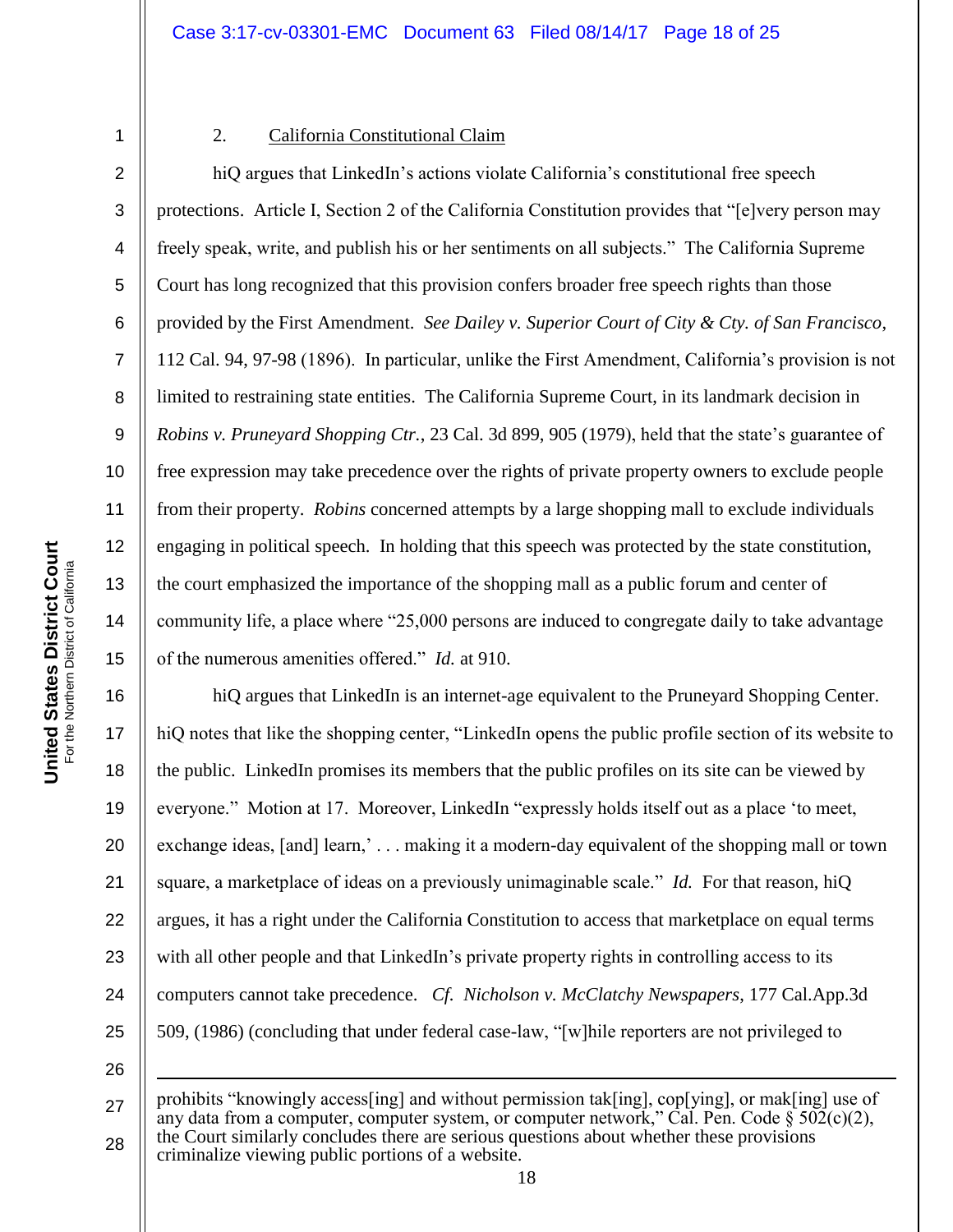2. <u>California Constitutional Claim</u>

hiQ argues that LinkedIn's actions violate California's constitutional free speech protections. Article I, Section 2 of the California Constitution provides that "[e]very person may freely speak, write, and publish his or her sentiments on all subjects." The California Supreme Court has long recognized that this provision confers broader free speech rights than those provided by the First Amendment. *See Dailey v. Superior Court of City & Cty. of San Francisco*, 112 Cal. 94, 97-98 (1896). In particular, unlike the First Amendment, California's provision is not limited to restraining state entities. The California Supreme Court, in its landmark decision in *Robins v. Pruneyard Shopping Ctr.*, 23 Cal. 3d 899, 905 (1979), held that the state's guarantee of free expression may take precedence over the rights of private property owners to exclude people from their property. *Robins* concerned attempts by a large shopping mall to exclude individuals engaging in political speech. In holding that this speech was protected by the state constitution, the court emphasized the importance of the shopping mall as a public forum and center of community life, a place where "25,000 persons are induced to congregate daily to take advantage of the numerous amenities offered." *Id.* at 910.

hiQ argues that LinkedIn is an internet-age equivalent to the Pruneyard Shopping Center. hiQ notes that like the shopping center, "LinkedIn opens the public profile section of its website to the public. LinkedIn promises its members that the public profiles on its site can be viewed by everyone." Motion at 17. Moreover, LinkedIn "expressly holds itself out as a place 'to meet, exchange ideas, [and] learn,' . . . making it a modern-day equivalent of the shopping mall or town square, a marketplace of ideas on a previously unimaginable scale." *Id.* For that reason, hiQ argues, it has a right under the California Constitution to access that marketplace on equal terms with all other people and that LinkedIn's private property rights in controlling access to its computers cannot take precedence. *Cf. Nicholson v. McClatchy Newspapers*, 177 Cal.App.3d 509, (1986) (concluding that under federal case-law, "[w]hile reporters are not privileged to

---

prohibits "knowingly access[ing] and without permission tak[ing], cop[ying], or mak[ing] use of any data from a computer, computer system, or computer network," Cal. Pen. Code § 502(c)(2), the Court similarly concludes there are serious questions about whether these provisions criminalize viewing public portions of a website.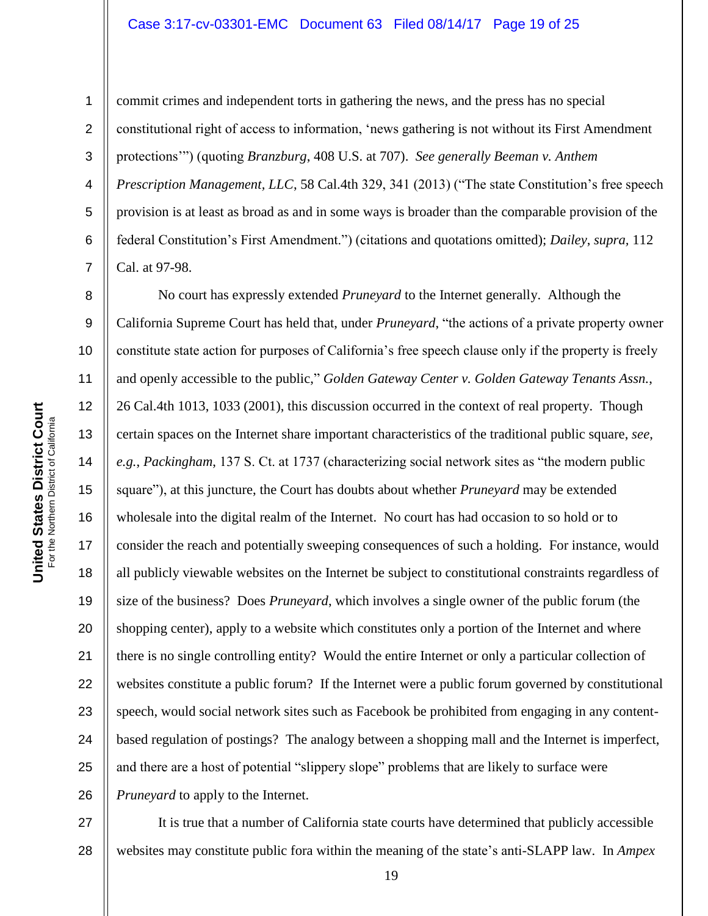commit crimes and independent torts in gathering the news, and the press has no special constitutional right of access to information, 'news gathering is not without its First Amendment protections'") (quoting *Branzburg*, 408 U.S. at 707). *See generally Beeman v. Anthem Prescription Management, LLC*, 58 Cal.4th 329, 341 (2013) ("The state Constitution's free speech provision is at least as broad as and in some ways is broader than the comparable provision of the federal Constitution's First Amendment.") (citations and quotations omitted); *Dailey*, *supra*, 112 Cal. at 97-98.

No court has expressly extended *Pruneyard* to the Internet generally. Although the California Supreme Court has held that, under *Pruneyard*, "the actions of a private property owner constitute state action for purposes of California's free speech clause only if the property is freely and openly accessible to the public," *Golden Gateway Center v. Golden Gateway Tenants Assn.*, 26 Cal.4th 1013, 1033 (2001), this discussion occurred in the context of real property. Though certain spaces on the Internet share important characteristics of the traditional public square, *see, e.g.*, *Packingham*, 137 S. Ct. at 1737 (characterizing social network sites as "the modern public square"), at this juncture, the Court has doubts about whether *Pruneyard* may be extended wholesale into the digital realm of the Internet. No court has had occasion to so hold or to consider the reach and potentially sweeping consequences of such a holding. For instance, would all publicly viewable websites on the Internet be subject to constitutional constraints regardless of size of the business? Does *Pruneyard*, which involves a single owner of the public forum (the shopping center), apply to a website which constitutes only a portion of the Internet and where there is no single controlling entity? Would the entire Internet or only a particular collection of websites constitute a public forum? If the Internet were a public forum governed by constitutional speech, would social network sites such as Facebook be prohibited from engaging in any content-based regulation of postings? The analogy between a shopping mall and the Internet is imperfect, and there are a host of potential "slippery slope" problems that are likely to surface were *Pruneyard* to apply to the Internet.

It is true that a number of California state courts have determined that publicly accessible websites may constitute public fora within the meaning of the state's anti-SLAPP law. In *Ampex*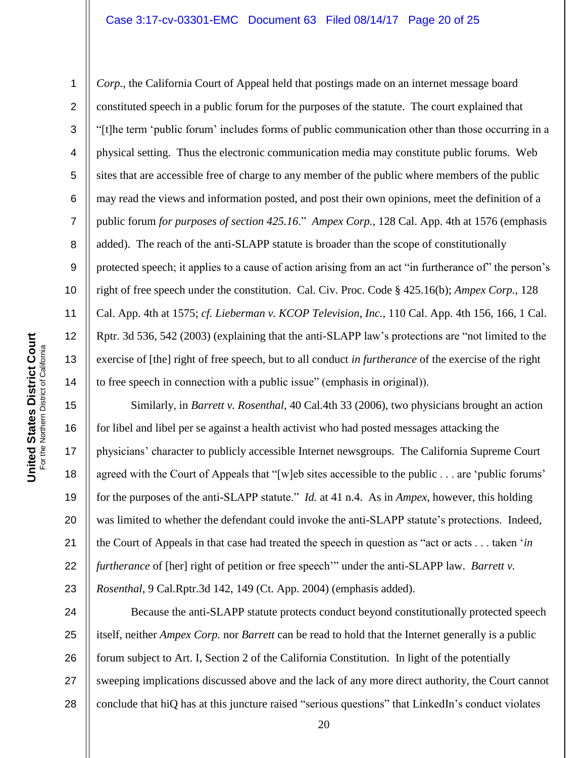*Corp.*, the California Court of Appeal held that postings made on an internet message board constituted speech in a public forum for the purposes of the statute. The court explained that "[t]he term 'public forum' includes forms of public communication other than those occurring in a physical setting. Thus the electronic communication media may constitute public forums. Web sites that are accessible free of charge to any member of the public where members of the public may read the views and information posted, and post their own opinions, meet the definition of a public forum *for purposes of section 425.16*." *Ampex Corp.*, 128 Cal. App. 4th at 1576 (emphasis added). The reach of the anti-SLAPP statute is broader than the scope of constitutionally protected speech; it applies to a cause of action arising from an act "in furtherance of" the person's right of free speech under the constitution. Cal. Civ. Proc. Code § 425.16(b); *Ampex Corp.*, 128 Cal. App. 4th at 1575; *cf. Lieberman v. KCOP Television, Inc.*, 110 Cal. App. 4th 156, 166, 1 Cal. Rptr. 3d 536, 542 (2003) (explaining that the anti-SLAPP law's protections are "not limited to the exercise of [the] right of free speech, but to all conduct *in furtherance* of the exercise of the right to free speech in connection with a public issue" (emphasis in original)).

Similarly, in *Barrett v. Rosenthal*, 40 Cal.4th 33 (2006), two physicians brought an action for libel and libel per se against a health activist who had posted messages attacking the physicians' character to publicly accessible Internet newsgroups. The California Supreme Court agreed with the Court of Appeals that "[w]eb sites accessible to the public . . . are 'public forums' for the purposes of the anti-SLAPP statute." *Id.* at 41 n.4. As in *Ampex*, however, this holding was limited to whether the defendant could invoke the anti-SLAPP statute's protections. Indeed, the Court of Appeals in that case had treated the speech in question as "act or acts . . . taken '*in furtherance* of [her] right of petition or free speech'" under the anti-SLAPP law. *Barrett v. Rosenthal*, 9 Cal.Rptr.3d 142, 149 (Ct. App. 2004) (emphasis added).

Because the anti-SLAPP statute protects conduct beyond constitutionally protected speech itself, neither *Ampex Corp.* nor *Barrett* can be read to hold that the Internet generally is a public forum subject to Art. I, Section 2 of the California Constitution. In light of the potentially sweeping implications discussed above and the lack of any more direct authority, the Court cannot conclude that hiQ has at this juncture raised "serious questions" that LinkedIn's conduct violates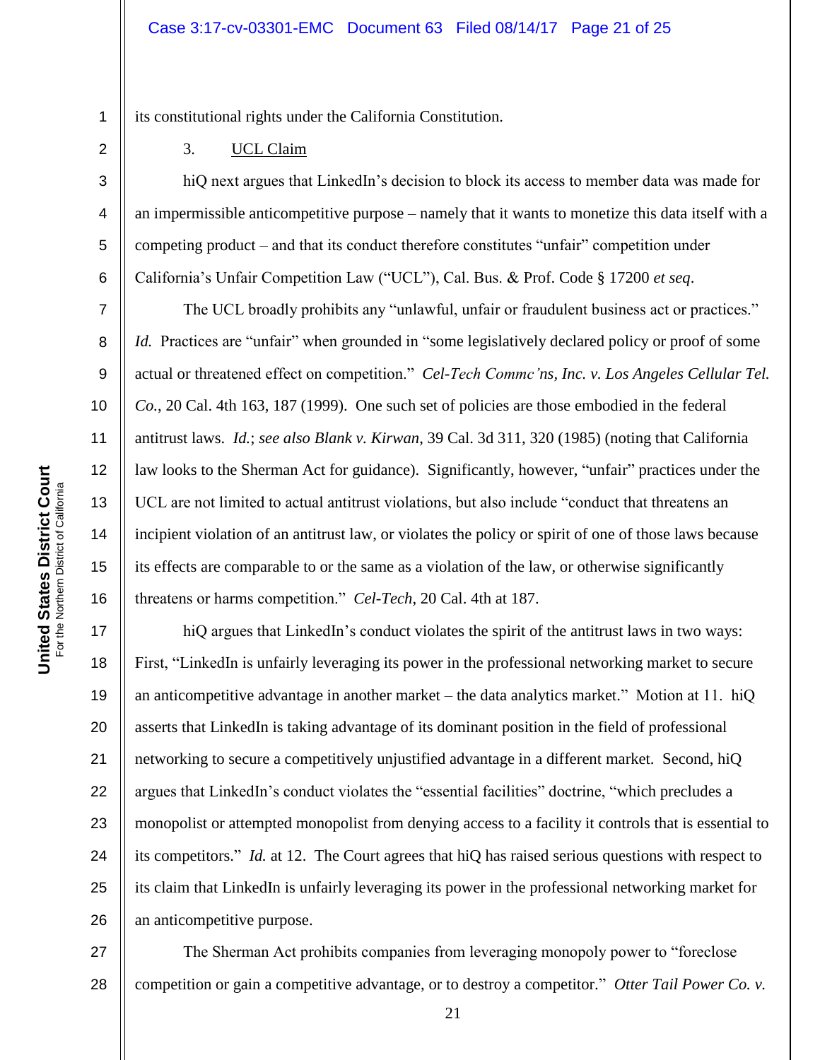its constitutional rights under the California Constitution.

3. UCL Claim

hiQ next argues that LinkedIn's decision to block its access to member data was made for an impermissible anticompetitive purpose – namely that it wants to monetize this data itself with a competing product – and that its conduct therefore constitutes "unfair" competition under California's Unfair Competition Law ("UCL"), Cal. Bus. & Prof. Code § 17200 *et seq*.

The UCL broadly prohibits any "unlawful, unfair or fraudulent business act or practices." *Id.* Practices are "unfair" when grounded in "some legislatively declared policy or proof of some actual or threatened effect on competition." *Cel-Tech Commc'ns, Inc. v. Los Angeles Cellular Tel. Co.*, 20 Cal. 4th 163, 187 (1999). One such set of policies are those embodied in the federal antitrust laws. *Id.*; *see also Blank v. Kirwan*, 39 Cal. 3d 311, 320 (1985) (noting that California law looks to the Sherman Act for guidance). Significantly, however, "unfair" practices under the UCL are not limited to actual antitrust violations, but also include "conduct that threatens an incipient violation of an antitrust law, or violates the policy or spirit of one of those laws because its effects are comparable to or the same as a violation of the law, or otherwise significantly threatens or harms competition." *Cel-Tech*, 20 Cal. 4th at 187.

hiQ argues that LinkedIn's conduct violates the spirit of the antitrust laws in two ways: First, "LinkedIn is unfairly leveraging its power in the professional networking market to secure an anticompetitive advantage in another market – the data analytics market." Motion at 11. hiQ asserts that LinkedIn is taking advantage of its dominant position in the field of professional networking to secure a competitively unjustified advantage in a different market. Second, hiQ argues that LinkedIn's conduct violates the "essential facilities" doctrine, "which precludes a monopolist or attempted monopolist from denying access to a facility it controls that is essential to its competitors." *Id.* at 12. The Court agrees that hiQ has raised serious questions with respect to its claim that LinkedIn is unfairly leveraging its power in the professional networking market for an anticompetitive purpose.

The Sherman Act prohibits companies from leveraging monopoly power to "foreclose competition or gain a competitive advantage, or to destroy a competitor." *Otter Tail Power Co. v.*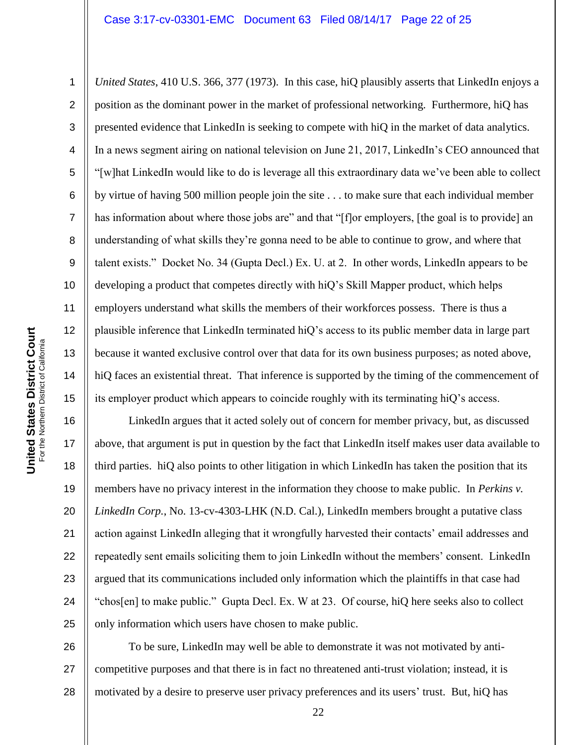*United States*, 410 U.S. 366, 377 (1973). In this case, hiQ plausibly asserts that LinkedIn enjoys a position as the dominant power in the market of professional networking. Furthermore, hiQ has presented evidence that LinkedIn is seeking to compete with hiQ in the market of data analytics. In a news segment airing on national television on June 21, 2017, LinkedIn's CEO announced that "[w]hat LinkedIn would like to do is leverage all this extraordinary data we've been able to collect by virtue of having 500 million people join the site . . . to make sure that each individual member has information about where those jobs are" and that "[f]or employers, [the goal is to provide] an understanding of what skills they're gonna need to be able to continue to grow, and where that talent exists." Docket No. 34 (Gupta Decl.) Ex. U. at 2. In other words, LinkedIn appears to be developing a product that competes directly with hiQ's Skill Mapper product, which helps employers understand what skills the members of their workforces possess. There is thus a plausible inference that LinkedIn terminated hiQ's access to its public member data in large part because it wanted exclusive control over that data for its own business purposes; as noted above, hiQ faces an existential threat. That inference is supported by the timing of the commencement of its employer product which appears to coincide roughly with its terminating hiQ's access.

LinkedIn argues that it acted solely out of concern for member privacy, but, as discussed above, that argument is put in question by the fact that LinkedIn itself makes user data available to third parties. hiQ also points to other litigation in which LinkedIn has taken the position that its members have no privacy interest in the information they choose to make public. In *Perkins v. LinkedIn Corp.*, No. 13-cv-4303-LHK (N.D. Cal.), LinkedIn members brought a putative class action against LinkedIn alleging that it wrongfully harvested their contacts' email addresses and repeatedly sent emails soliciting them to join LinkedIn without the members' consent. LinkedIn argued that its communications included only information which the plaintiffs in that case had "chos[en] to make public." Gupta Decl. Ex. W at 23. Of course, hiQ here seeks also to collect only information which users have chosen to make public.

To be sure, LinkedIn may well be able to demonstrate it was not motivated by anti-competitive purposes and that there is in fact no threatened anti-trust violation; instead, it is motivated by a desire to preserve user privacy preferences and its users' trust. But, hiQ has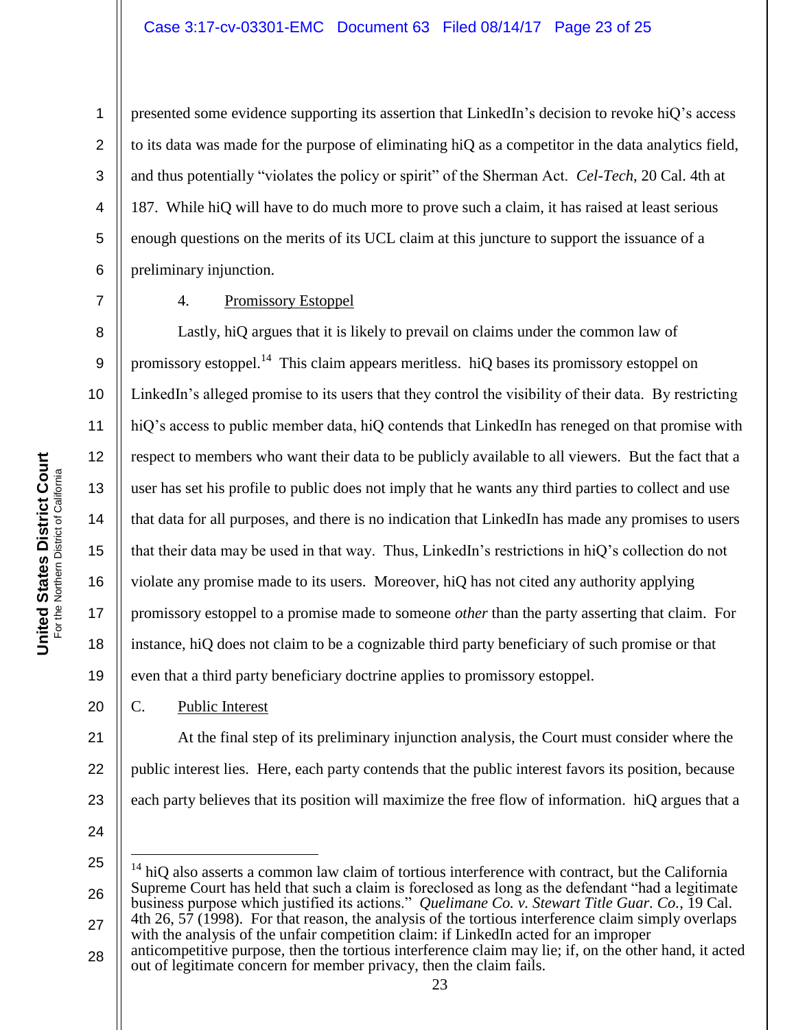presented some evidence supporting its assertion that LinkedIn's decision to revoke hiQ's access to its data was made for the purpose of eliminating hiQ as a competitor in the data analytics field, and thus potentially "violates the policy or spirit" of the Sherman Act. *Cel-Tech*, 20 Cal. 4th at 187. While hiQ will have to do much more to prove such a claim, it has raised at least serious enough questions on the merits of its UCL claim at this juncture to support the issuance of a preliminary injunction.

4. Promissory Estoppel

Lastly, hiQ argues that it is likely to prevail on claims under the common law of promissory estoppel.[14] This claim appears meritless. hiQ bases its promissory estoppel on LinkedIn's alleged promise to its users that they control the visibility of their data. By restricting hiQ's access to public member data, hiQ contends that LinkedIn has reneged on that promise with respect to members who want their data to be publicly available to all viewers. But the fact that a user has set his profile to public does not imply that he wants any third parties to collect and use that data for all purposes, and there is no indication that LinkedIn has made any promises to users that their data may be used in that way. Thus, LinkedIn's restrictions in hiQ's collection do not violate any promise made to its users. Moreover, hiQ has not cited any authority applying promissory estoppel to a promise made to someone *other* than the party asserting that claim. For instance, hiQ does not claim to be a cognizable third party beneficiary of such promise or that even that a third party beneficiary doctrine applies to promissory estoppel.

C. Public Interest

At the final step of its preliminary injunction analysis, the Court must consider where the public interest lies. Here, each party contends that the public interest favors its position, because each party believes that its position will maximize the free flow of information. hiQ argues that a

---

[14] hiQ also asserts a common law claim of tortious interference with contract, but the California Supreme Court has held that such a claim is foreclosed as long as the defendant "had a legitimate business purpose which justified its actions." *Quelimane Co. v. Stewart Title Guar. Co.*, 19 Cal. 4th 26, 57 (1998). For that reason, the analysis of the tortious interference claim simply overlaps with the analysis of the unfair competition claim: if LinkedIn acted for an improper anticompetitive purpose, then the tortious interference claim may lie; if, on the other hand, it acted out of legitimate concern for member privacy, then the claim fails.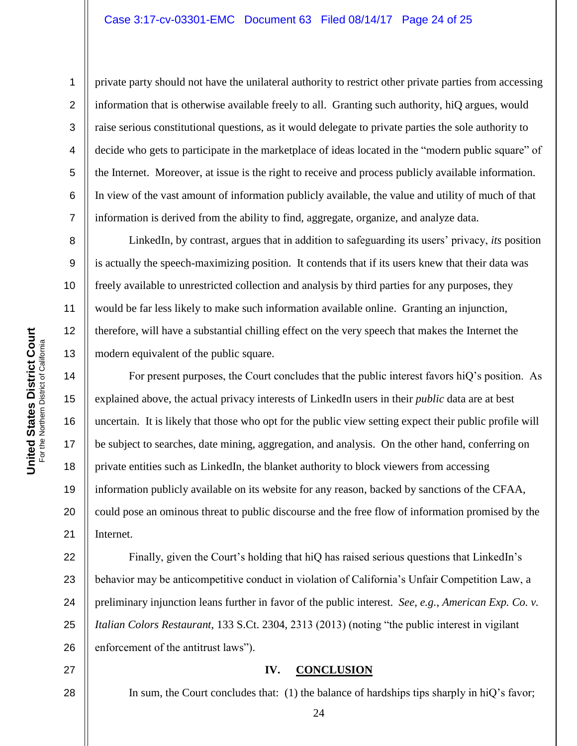private party should not have the unilateral authority to restrict other private parties from accessing information that is otherwise available freely to all. Granting such authority, hiQ argues, would raise serious constitutional questions, as it would delegate to private parties the sole authority to decide who gets to participate in the marketplace of ideas located in the "modern public square" of the Internet. Moreover, at issue is the right to receive and process publicly available information. In view of the vast amount of information publicly available, the value and utility of much of that information is derived from the ability to find, aggregate, organize, and analyze data.

LinkedIn, by contrast, argues that in addition to safeguarding its users' privacy, *its* position is actually the speech-maximizing position. It contends that if its users knew that their data was freely available to unrestricted collection and analysis by third parties for any purposes, they would be far less likely to make such information available online. Granting an injunction, therefore, will have a substantial chilling effect on the very speech that makes the Internet the modern equivalent of the public square.

For present purposes, the Court concludes that the public interest favors hiQ's position. As explained above, the actual privacy interests of LinkedIn users in their *public* data are at best uncertain. It is likely that those who opt for the public view setting expect their public profile will be subject to searches, date mining, aggregation, and analysis. On the other hand, conferring on private entities such as LinkedIn, the blanket authority to block viewers from accessing information publicly available on its website for any reason, backed by sanctions of the CFAA, could pose an ominous threat to public discourse and the free flow of information promised by the Internet.

Finally, given the Court's holding that hiQ has raised serious questions that LinkedIn's behavior may be anticompetitive conduct in violation of California's Unfair Competition Law, a preliminary injunction leans further in favor of the public interest. *See, e.g.*, *American Exp. Co. v. Italian Colors Restaurant*, 133 S.Ct. 2304, 2313 (2013) (noting "the public interest in vigilant enforcement of the antitrust laws").

## IV. CONCLUSION

In sum, the Court concludes that: (1) the balance of hardships tips sharply in hiQ's favor;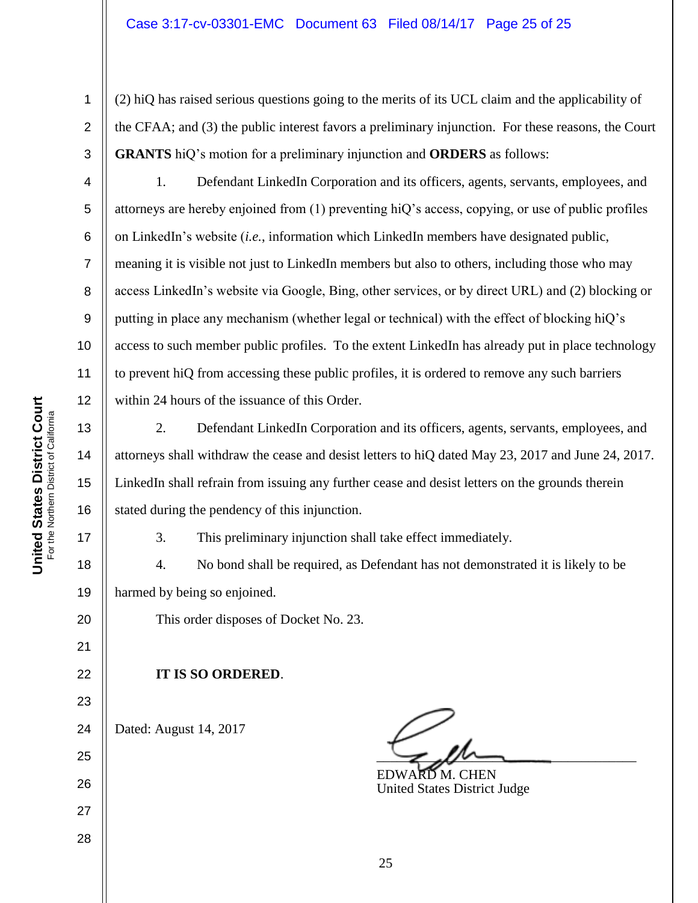(2) hiQ has raised serious questions going to the merits of its UCL claim and the applicability of the CFAA; and (3) the public interest favors a preliminary injunction. For these reasons, the Court **GRANTS** hiQ's motion for a preliminary injunction and **ORDERS** as follows:

1. Defendant LinkedIn Corporation and its officers, agents, servants, employees, and attorneys are hereby enjoined from (1) preventing hiQ's access, copying, or use of public profiles on LinkedIn's website (*i.e.*, information which LinkedIn members have designated public, meaning it is visible not just to LinkedIn members but also to others, including those who may access LinkedIn's website via Google, Bing, other services, or by direct URL) and (2) blocking or putting in place any mechanism (whether legal or technical) with the effect of blocking hiQ's access to such member public profiles. To the extent LinkedIn has already put in place technology to prevent hiQ from accessing these public profiles, it is ordered to remove any such barriers within 24 hours of the issuance of this Order.

2. Defendant LinkedIn Corporation and its officers, agents, servants, employees, and attorneys shall withdraw the cease and desist letters to hiQ dated May 23, 2017 and June 24, 2017. LinkedIn shall refrain from issuing any further cease and desist letters on the grounds therein stated during the pendency of this injunction.

3. This preliminary injunction shall take effect immediately.

4. No bond shall be required, as Defendant has not demonstrated it is likely to be harmed by being so enjoined.

This order disposes of Docket No. 23.

**IT IS SO ORDERED**.

Dated: August 14, 2017

EDWARD M. CHEN
United States District Judge